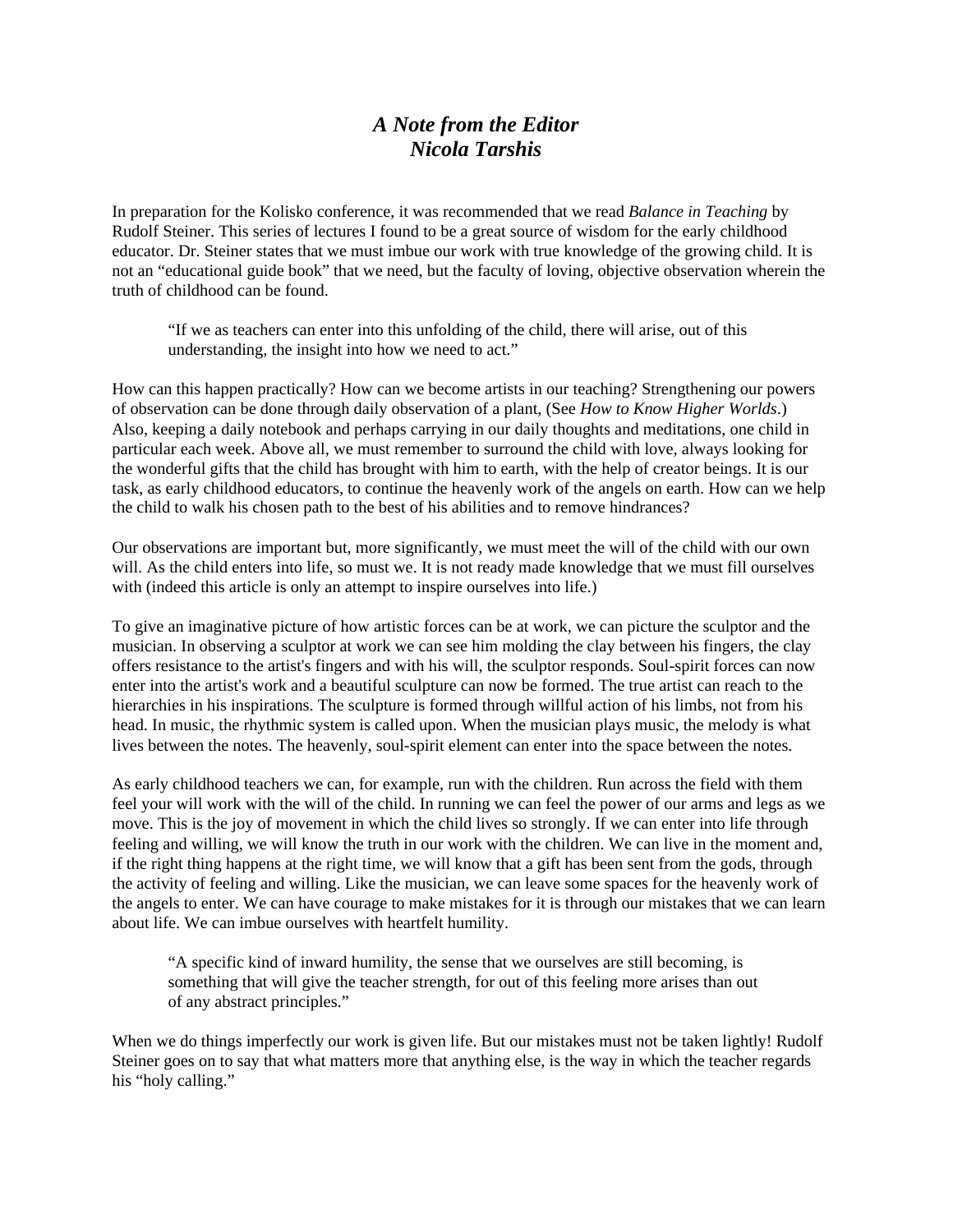# *A Note from the Editor*
# *Nicola Tarshis*

In preparation for the Kolisko conference, it was recommended that we read *Balance in Teaching* by Rudolf Steiner. This series of lectures I found to be a great source of wisdom for the early childhood educator. Dr. Steiner states that we must imbue our work with true knowledge of the growing child. It is not an "educational guide book" that we need, but the faculty of loving, objective observation wherein the truth of childhood can be found.

> "If we as teachers can enter into this unfolding of the child, there will arise, out of this understanding, the insight into how we need to act."

How can this happen practically? How can we become artists in our teaching? Strengthening our powers of observation can be done through daily observation of a plant, (See *How to Know Higher Worlds*.) Also, keeping a daily notebook and perhaps carrying in our daily thoughts and meditations, one child in particular each week. Above all, we must remember to surround the child with love, always looking for the wonderful gifts that the child has brought with him to earth, with the help of creator beings. It is our task, as early childhood educators, to continue the heavenly work of the angels on earth. How can we help the child to walk his chosen path to the best of his abilities and to remove hindrances?

Our observations are important but, more significantly, we must meet the will of the child with our own will. As the child enters into life, so must we. It is not ready made knowledge that we must fill ourselves with (indeed this article is only an attempt to inspire ourselves into life.)

To give an imaginative picture of how artistic forces can be at work, we can picture the sculptor and the musician. In observing a sculptor at work we can see him molding the clay between his fingers, the clay offers resistance to the artist's fingers and with his will, the sculptor responds. Soul-spirit forces can now enter into the artist's work and a beautiful sculpture can now be formed. The true artist can reach to the hierarchies in his inspirations. The sculpture is formed through willful action of his limbs, not from his head. In music, the rhythmic system is called upon. When the musician plays music, the melody is what lives between the notes. The heavenly, soul-spirit element can enter into the space between the notes.

As early childhood teachers we can, for example, run with the children. Run across the field with them feel your will work with the will of the child. In running we can feel the power of our arms and legs as we move. This is the joy of movement in which the child lives so strongly. If we can enter into life through feeling and willing, we will know the truth in our work with the children. We can live in the moment and, if the right thing happens at the right time, we will know that a gift has been sent from the gods, through the activity of feeling and willing. Like the musician, we can leave some spaces for the heavenly work of the angels to enter. We can have courage to make mistakes for it is through our mistakes that we can learn about life. We can imbue ourselves with heartfelt humility.

> "A specific kind of inward humility, the sense that we ourselves are still becoming, is something that will give the teacher strength, for out of this feeling more arises than out of any abstract principles."

When we do things imperfectly our work is given life. But our mistakes must not be taken lightly! Rudolf Steiner goes on to say that what matters more that anything else, is the way in which the teacher regards his "holy calling."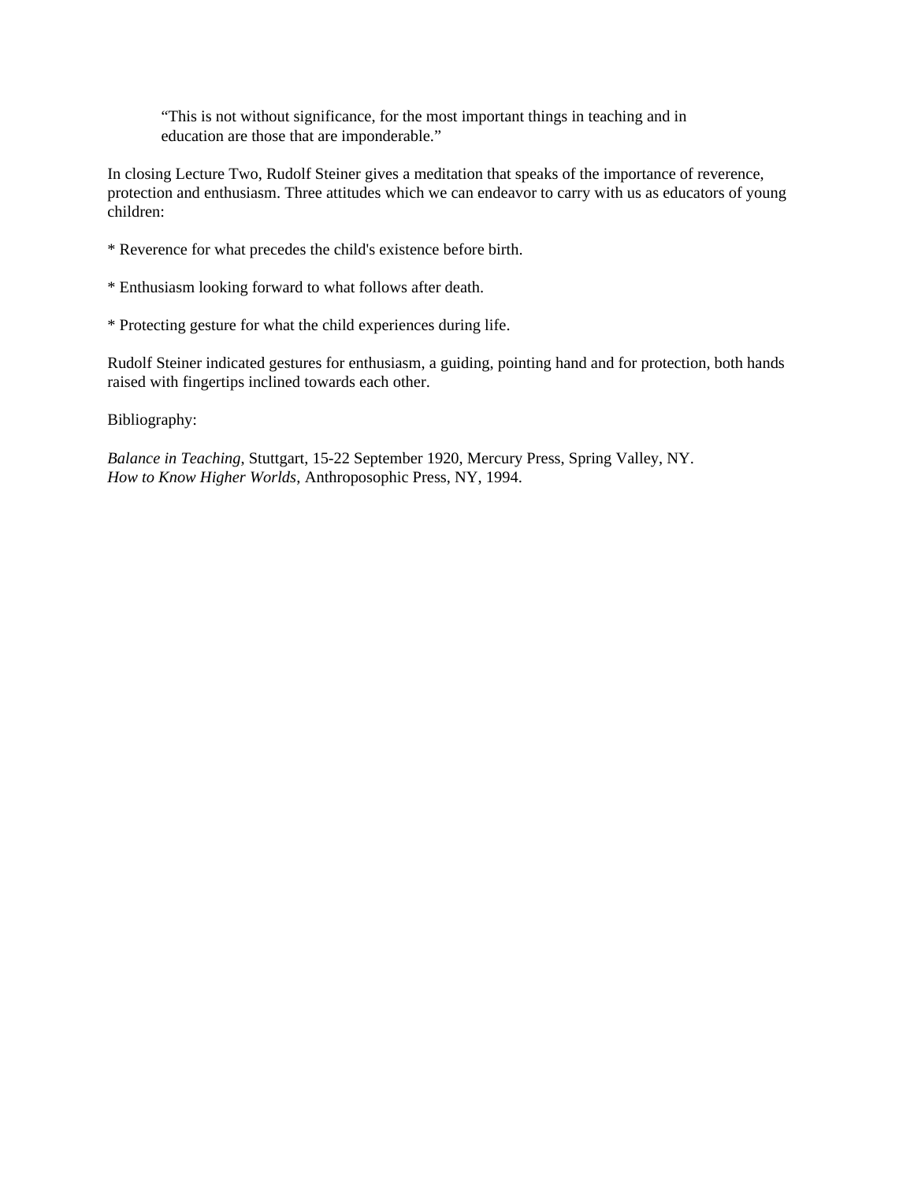> "This is not without significance, for the most important things in teaching and in education are those that are imponderable."

In closing Lecture Two, Rudolf Steiner gives a meditation that speaks of the importance of reverence, protection and enthusiasm. Three attitudes which we can endeavor to carry with us as educators of young children:

* Reverence for what precedes the child's existence before birth.

* Enthusiasm looking forward to what follows after death.

* Protecting gesture for what the child experiences during life.

Rudolf Steiner indicated gestures for enthusiasm, a guiding, pointing hand and for protection, both hands raised with fingertips inclined towards each other.

Bibliography:

*Balance in Teaching*, Stuttgart, 15-22 September 1920, Mercury Press, Spring Valley, NY.
*How to Know Higher Worlds*, Anthroposophic Press, NY, 1994.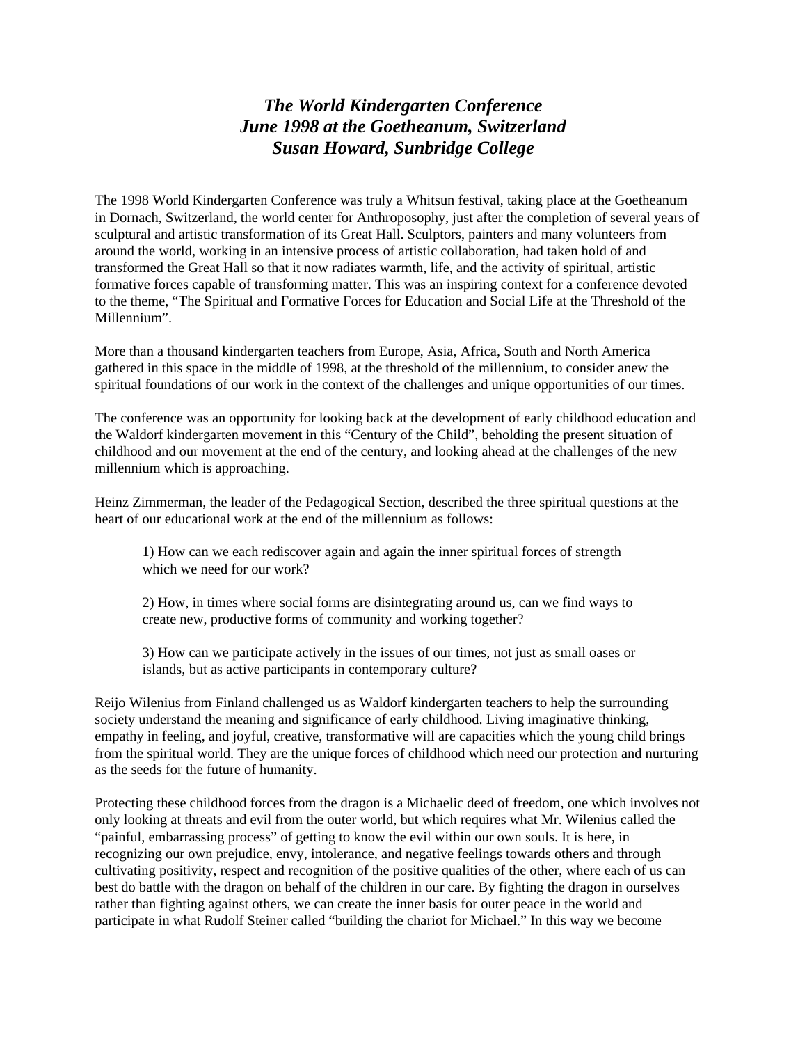# *The World Kindergarten Conference*
# *June 1998 at the Goetheanum, Switzerland*
# *Susan Howard, Sunbridge College*

The 1998 World Kindergarten Conference was truly a Whitsun festival, taking place at the Goetheanum in Dornach, Switzerland, the world center for Anthroposophy, just after the completion of several years of sculptural and artistic transformation of its Great Hall. Sculptors, painters and many volunteers from around the world, working in an intensive process of artistic collaboration, had taken hold of and transformed the Great Hall so that it now radiates warmth, life, and the activity of spiritual, artistic formative forces capable of transforming matter. This was an inspiring context for a conference devoted to the theme, "The Spiritual and Formative Forces for Education and Social Life at the Threshold of the Millennium".

More than a thousand kindergarten teachers from Europe, Asia, Africa, South and North America gathered in this space in the middle of 1998, at the threshold of the millennium, to consider anew the spiritual foundations of our work in the context of the challenges and unique opportunities of our times.

The conference was an opportunity for looking back at the development of early childhood education and the Waldorf kindergarten movement in this "Century of the Child", beholding the present situation of childhood and our movement at the end of the century, and looking ahead at the challenges of the new millennium which is approaching.

Heinz Zimmerman, the leader of the Pedagogical Section, described the three spiritual questions at the heart of our educational work at the end of the millennium as follows:

> 1) How can we each rediscover again and again the inner spiritual forces of strength which we need for our work?
>
> 2) How, in times where social forms are disintegrating around us, can we find ways to create new, productive forms of community and working together?
>
> 3) How can we participate actively in the issues of our times, not just as small oases or islands, but as active participants in contemporary culture?

Reijo Wilenius from Finland challenged us as Waldorf kindergarten teachers to help the surrounding society understand the meaning and significance of early childhood. Living imaginative thinking, empathy in feeling, and joyful, creative, transformative will are capacities which the young child brings from the spiritual world. They are the unique forces of childhood which need our protection and nurturing as the seeds for the future of humanity.

Protecting these childhood forces from the dragon is a Michaelic deed of freedom, one which involves not only looking at threats and evil from the outer world, but which requires what Mr. Wilenius called the "painful, embarrassing process" of getting to know the evil within our own souls. It is here, in recognizing our own prejudice, envy, intolerance, and negative feelings towards others and through cultivating positivity, respect and recognition of the positive qualities of the other, where each of us can best do battle with the dragon on behalf of the children in our care. By fighting the dragon in ourselves rather than fighting against others, we can create the inner basis for outer peace in the world and participate in what Rudolf Steiner called "building the chariot for Michael." In this way we become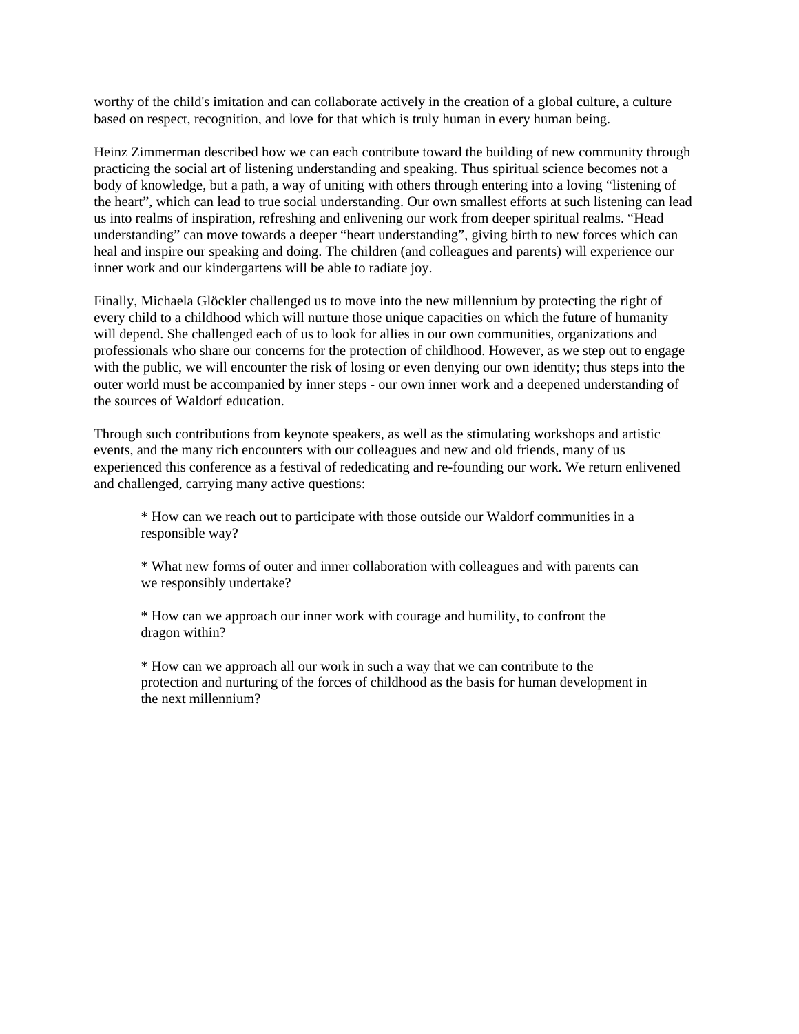worthy of the child's imitation and can collaborate actively in the creation of a global culture, a culture based on respect, recognition, and love for that which is truly human in every human being.

Heinz Zimmerman described how we can each contribute toward the building of new community through practicing the social art of listening understanding and speaking. Thus spiritual science becomes not a body of knowledge, but a path, a way of uniting with others through entering into a loving "listening of the heart", which can lead to true social understanding. Our own smallest efforts at such listening can lead us into realms of inspiration, refreshing and enlivening our work from deeper spiritual realms. "Head understanding" can move towards a deeper "heart understanding", giving birth to new forces which can heal and inspire our speaking and doing. The children (and colleagues and parents) will experience our inner work and our kindergartens will be able to radiate joy.

Finally, Michaela Glöckler challenged us to move into the new millennium by protecting the right of every child to a childhood which will nurture those unique capacities on which the future of humanity will depend. She challenged each of us to look for allies in our own communities, organizations and professionals who share our concerns for the protection of childhood. However, as we step out to engage with the public, we will encounter the risk of losing or even denying our own identity; thus steps into the outer world must be accompanied by inner steps - our own inner work and a deepened understanding of the sources of Waldorf education.

Through such contributions from keynote speakers, as well as the stimulating workshops and artistic events, and the many rich encounters with our colleagues and new and old friends, many of us experienced this conference as a festival of rededicating and re-founding our work. We return enlivened and challenged, carrying many active questions:

* How can we reach out to participate with those outside our Waldorf communities in a responsible way?

* What new forms of outer and inner collaboration with colleagues and with parents can we responsibly undertake?

* How can we approach our inner work with courage and humility, to confront the dragon within?

* How can we approach all our work in such a way that we can contribute to the protection and nurturing of the forces of childhood as the basis for human development in the next millennium?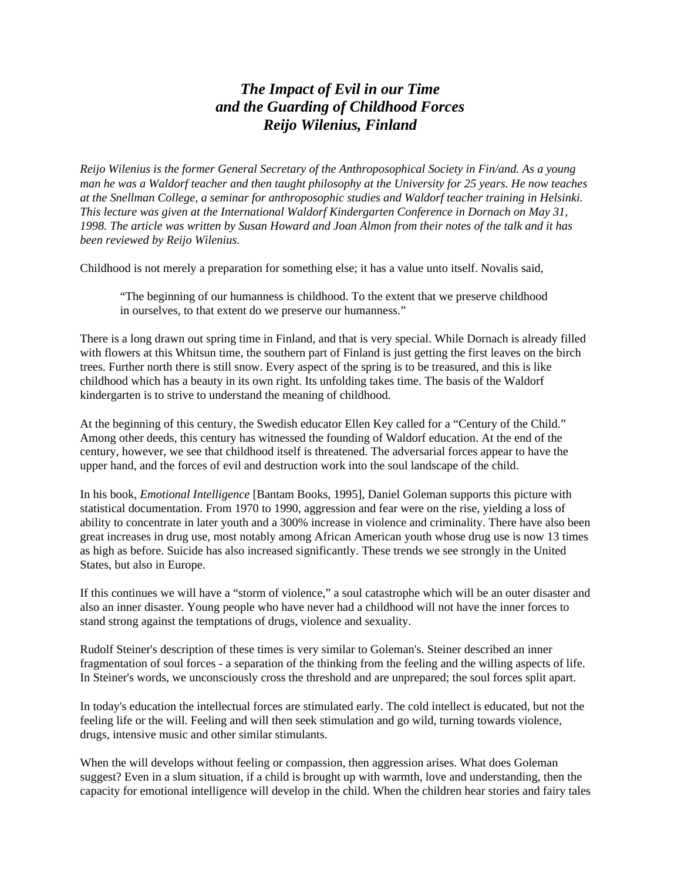# *The Impact of Evil in our Time and the Guarding of Childhood Forces Reijo Wilenius, Finland*

*Reijo Wilenius is the former General Secretary of the Anthroposophical Society in Fin/and. As a young man he was a Waldorf teacher and then taught philosophy at the University for 25 years. He now teaches at the Snellman College, a seminar for anthroposophic studies and Waldorf teacher training in Helsinki. This lecture was given at the International Waldorf Kindergarten Conference in Dornach on May 31, 1998. The article was written by Susan Howard and Joan Almon from their notes of the talk and it has been reviewed by Reijo Wilenius.*

Childhood is not merely a preparation for something else; it has a value unto itself. Novalis said,

> "The beginning of our humanness is childhood. To the extent that we preserve childhood in ourselves, to that extent do we preserve our humanness."

There is a long drawn out spring time in Finland, and that is very special. While Dornach is already filled with flowers at this Whitsun time, the southern part of Finland is just getting the first leaves on the birch trees. Further north there is still snow. Every aspect of the spring is to be treasured, and this is like childhood which has a beauty in its own right. Its unfolding takes time. The basis of the Waldorf kindergarten is to strive to understand the meaning of childhood.

At the beginning of this century, the Swedish educator Ellen Key called for a "Century of the Child." Among other deeds, this century has witnessed the founding of Waldorf education. At the end of the century, however, we see that childhood itself is threatened. The adversarial forces appear to have the upper hand, and the forces of evil and destruction work into the soul landscape of the child.

In his book, *Emotional Intelligence* [Bantam Books, 1995], Daniel Goleman supports this picture with statistical documentation. From 1970 to 1990, aggression and fear were on the rise, yielding a loss of ability to concentrate in later youth and a 300% increase in violence and criminality. There have also been great increases in drug use, most notably among African American youth whose drug use is now 13 times as high as before. Suicide has also increased significantly. These trends we see strongly in the United States, but also in Europe.

If this continues we will have a "storm of violence," a soul catastrophe which will be an outer disaster and also an inner disaster. Young people who have never had a childhood will not have the inner forces to stand strong against the temptations of drugs, violence and sexuality.

Rudolf Steiner's description of these times is very similar to Goleman's. Steiner described an inner fragmentation of soul forces - a separation of the thinking from the feeling and the willing aspects of life. In Steiner's words, we unconsciously cross the threshold and are unprepared; the soul forces split apart.

In today's education the intellectual forces are stimulated early. The cold intellect is educated, but not the feeling life or the will. Feeling and will then seek stimulation and go wild, turning towards violence, drugs, intensive music and other similar stimulants.

When the will develops without feeling or compassion, then aggression arises. What does Goleman suggest? Even in a slum situation, if a child is brought up with warmth, love and understanding, then the capacity for emotional intelligence will develop in the child. When the children hear stories and fairy tales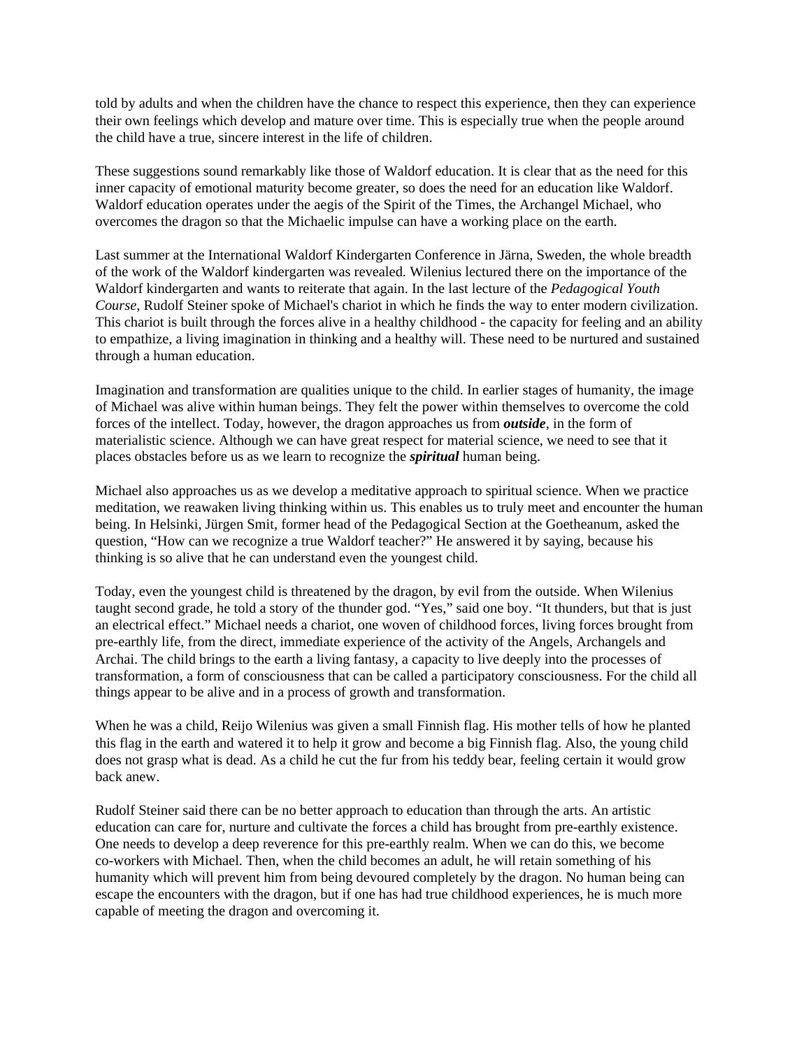told by adults and when the children have the chance to respect this experience, then they can experience their own feelings which develop and mature over time. This is especially true when the people around the child have a true, sincere interest in the life of children.

These suggestions sound remarkably like those of Waldorf education. It is clear that as the need for this inner capacity of emotional maturity become greater, so does the need for an education like Waldorf. Waldorf education operates under the aegis of the Spirit of the Times, the Archangel Michael, who overcomes the dragon so that the Michaelic impulse can have a working place on the earth.

Last summer at the International Waldorf Kindergarten Conference in Järna, Sweden, the whole breadth of the work of the Waldorf kindergarten was revealed. Wilenius lectured there on the importance of the Waldorf kindergarten and wants to reiterate that again. In the last lecture of the *Pedagogical Youth Course*, Rudolf Steiner spoke of Michael's chariot in which he finds the way to enter modern civilization. This chariot is built through the forces alive in a healthy childhood - the capacity for feeling and an ability to empathize, a living imagination in thinking and a healthy will. These need to be nurtured and sustained through a human education.

Imagination and transformation are qualities unique to the child. In earlier stages of humanity, the image of Michael was alive within human beings. They felt the power within themselves to overcome the cold forces of the intellect. Today, however, the dragon approaches us from ***outside***, in the form of materialistic science. Although we can have great respect for material science, we need to see that it places obstacles before us as we learn to recognize the ***spiritual*** human being.

Michael also approaches us as we develop a meditative approach to spiritual science. When we practice meditation, we reawaken living thinking within us. This enables us to truly meet and encounter the human being. In Helsinki, Jürgen Smit, former head of the Pedagogical Section at the Goetheanum, asked the question, "How can we recognize a true Waldorf teacher?" He answered it by saying, because his thinking is so alive that he can understand even the youngest child.

Today, even the youngest child is threatened by the dragon, by evil from the outside. When Wilenius taught second grade, he told a story of the thunder god. "Yes," said one boy. "It thunders, but that is just an electrical effect." Michael needs a chariot, one woven of childhood forces, living forces brought from pre-earthly life, from the direct, immediate experience of the activity of the Angels, Archangels and Archai. The child brings to the earth a living fantasy, a capacity to live deeply into the processes of transformation, a form of consciousness that can be called a participatory consciousness. For the child all things appear to be alive and in a process of growth and transformation.

When he was a child, Reijo Wilenius was given a small Finnish flag. His mother tells of how he planted this flag in the earth and watered it to help it grow and become a big Finnish flag. Also, the young child does not grasp what is dead. As a child he cut the fur from his teddy bear, feeling certain it would grow back anew.

Rudolf Steiner said there can be no better approach to education than through the arts. An artistic education can care for, nurture and cultivate the forces a child has brought from pre-earthly existence. One needs to develop a deep reverence for this pre-earthly realm. When we can do this, we become co-workers with Michael. Then, when the child becomes an adult, he will retain something of his humanity which will prevent him from being devoured completely by the dragon. No human being can escape the encounters with the dragon, but if one has had true childhood experiences, he is much more capable of meeting the dragon and overcoming it.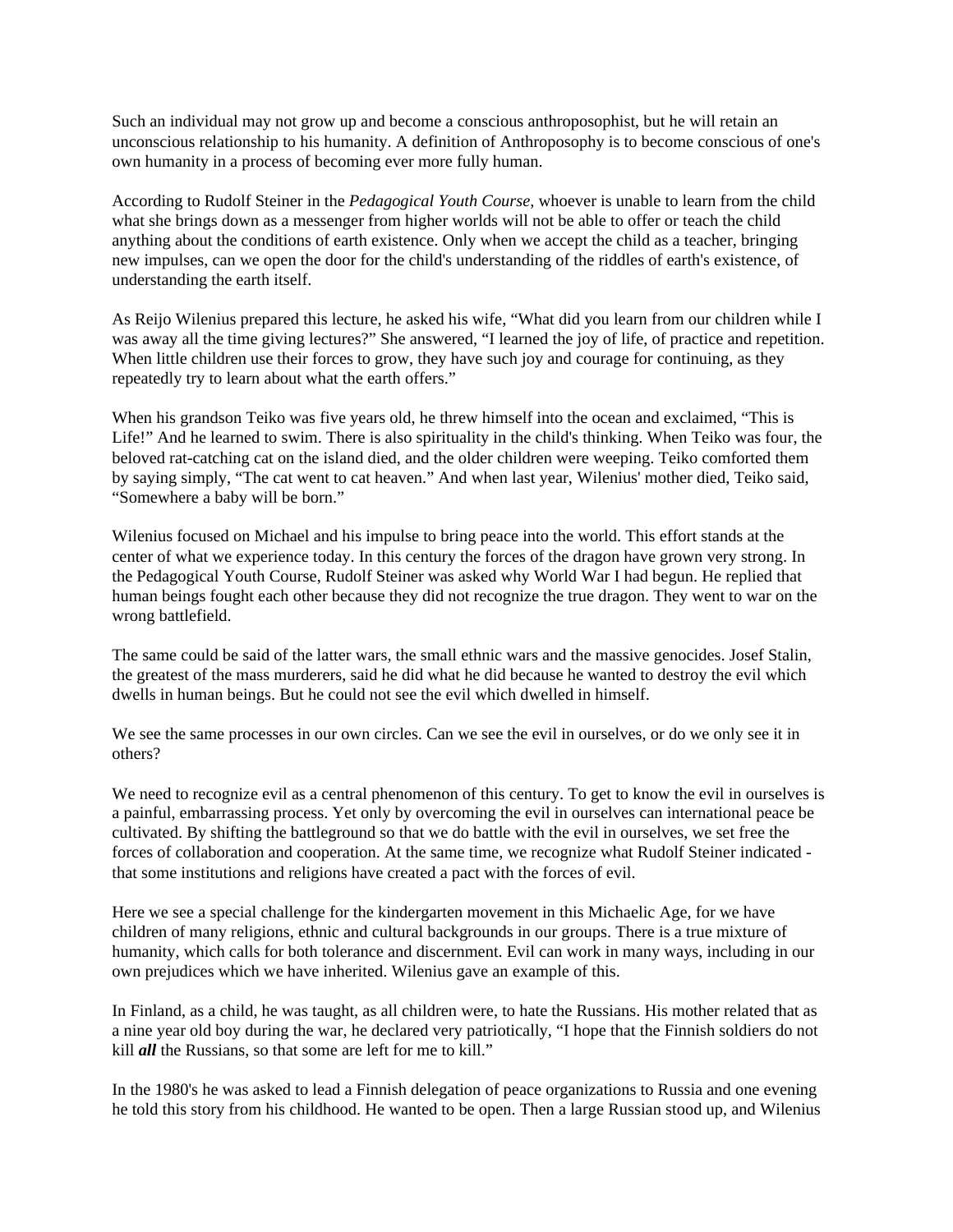Such an individual may not grow up and become a conscious anthroposophist, but he will retain an unconscious relationship to his humanity. A definition of Anthroposophy is to become conscious of one's own humanity in a process of becoming ever more fully human.

According to Rudolf Steiner in the *Pedagogical Youth Course*, whoever is unable to learn from the child what she brings down as a messenger from higher worlds will not be able to offer or teach the child anything about the conditions of earth existence. Only when we accept the child as a teacher, bringing new impulses, can we open the door for the child's understanding of the riddles of earth's existence, of understanding the earth itself.

As Reijo Wilenius prepared this lecture, he asked his wife, "What did you learn from our children while I was away all the time giving lectures?" She answered, "I learned the joy of life, of practice and repetition. When little children use their forces to grow, they have such joy and courage for continuing, as they repeatedly try to learn about what the earth offers."

When his grandson Teiko was five years old, he threw himself into the ocean and exclaimed, "This is Life!" And he learned to swim. There is also spirituality in the child's thinking. When Teiko was four, the beloved rat-catching cat on the island died, and the older children were weeping. Teiko comforted them by saying simply, "The cat went to cat heaven." And when last year, Wilenius' mother died, Teiko said, "Somewhere a baby will be born."

Wilenius focused on Michael and his impulse to bring peace into the world. This effort stands at the center of what we experience today. In this century the forces of the dragon have grown very strong. In the Pedagogical Youth Course, Rudolf Steiner was asked why World War I had begun. He replied that human beings fought each other because they did not recognize the true dragon. They went to war on the wrong battlefield.

The same could be said of the latter wars, the small ethnic wars and the massive genocides. Josef Stalin, the greatest of the mass murderers, said he did what he did because he wanted to destroy the evil which dwells in human beings. But he could not see the evil which dwelled in himself.

We see the same processes in our own circles. Can we see the evil in ourselves, or do we only see it in others?

We need to recognize evil as a central phenomenon of this century. To get to know the evil in ourselves is a painful, embarrassing process. Yet only by overcoming the evil in ourselves can international peace be cultivated. By shifting the battleground so that we do battle with the evil in ourselves, we set free the forces of collaboration and cooperation. At the same time, we recognize what Rudolf Steiner indicated - that some institutions and religions have created a pact with the forces of evil.

Here we see a special challenge for the kindergarten movement in this Michaelic Age, for we have children of many religions, ethnic and cultural backgrounds in our groups. There is a true mixture of humanity, which calls for both tolerance and discernment. Evil can work in many ways, including in our own prejudices which we have inherited. Wilenius gave an example of this.

In Finland, as a child, he was taught, as all children were, to hate the Russians. His mother related that as a nine year old boy during the war, he declared very patriotically, "I hope that the Finnish soldiers do not kill ***all*** the Russians, so that some are left for me to kill."

In the 1980's he was asked to lead a Finnish delegation of peace organizations to Russia and one evening he told this story from his childhood. He wanted to be open. Then a large Russian stood up, and Wilenius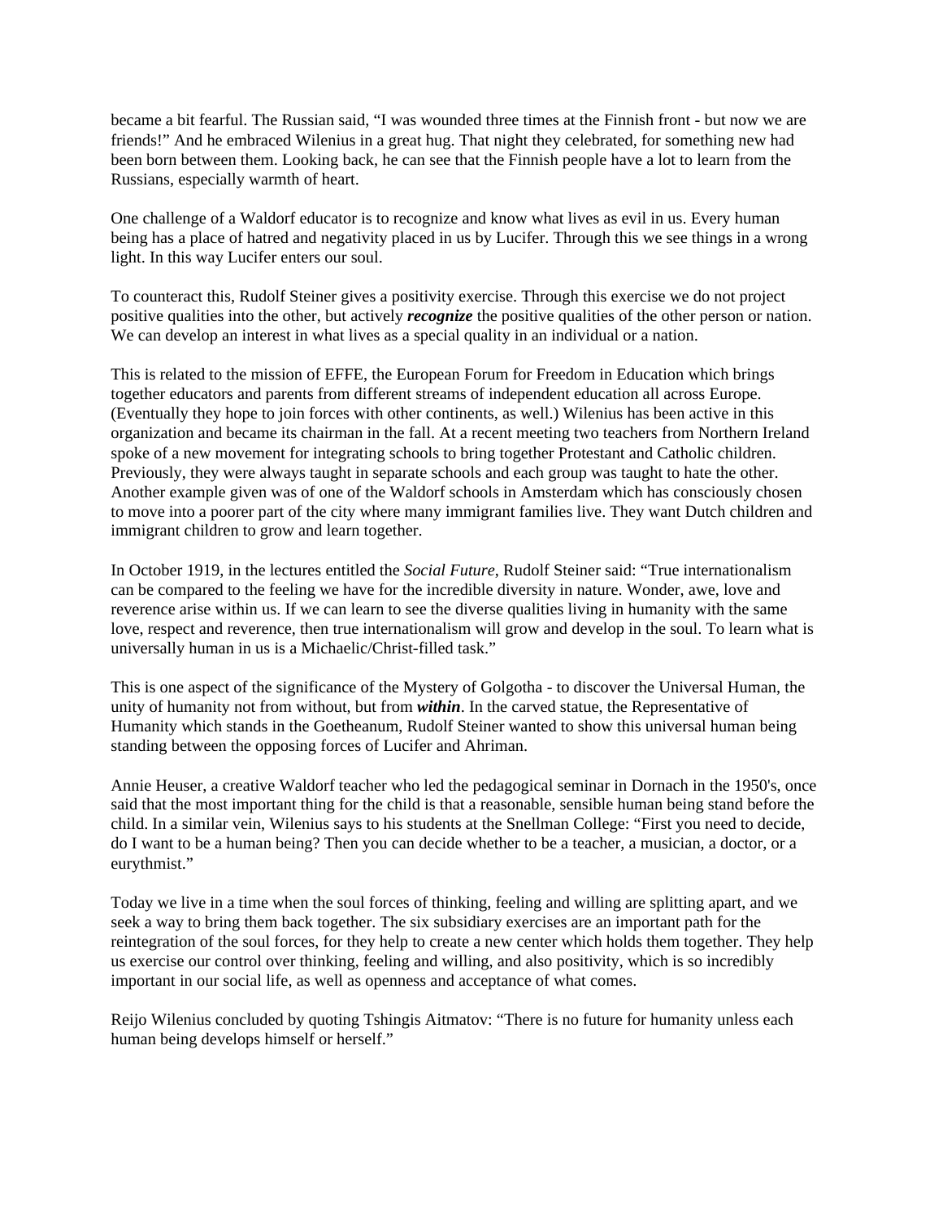became a bit fearful. The Russian said, "I was wounded three times at the Finnish front - but now we are friends!" And he embraced Wilenius in a great hug. That night they celebrated, for something new had been born between them. Looking back, he can see that the Finnish people have a lot to learn from the Russians, especially warmth of heart.

One challenge of a Waldorf educator is to recognize and know what lives as evil in us. Every human being has a place of hatred and negativity placed in us by Lucifer. Through this we see things in a wrong light. In this way Lucifer enters our soul.

To counteract this, Rudolf Steiner gives a positivity exercise. Through this exercise we do not project positive qualities into the other, but actively ***recognize*** the positive qualities of the other person or nation. We can develop an interest in what lives as a special quality in an individual or a nation.

This is related to the mission of EFFE, the European Forum for Freedom in Education which brings together educators and parents from different streams of independent education all across Europe. (Eventually they hope to join forces with other continents, as well.) Wilenius has been active in this organization and became its chairman in the fall. At a recent meeting two teachers from Northern Ireland spoke of a new movement for integrating schools to bring together Protestant and Catholic children. Previously, they were always taught in separate schools and each group was taught to hate the other. Another example given was of one of the Waldorf schools in Amsterdam which has consciously chosen to move into a poorer part of the city where many immigrant families live. They want Dutch children and immigrant children to grow and learn together.

In October 1919, in the lectures entitled the *Social Future*, Rudolf Steiner said: "True internationalism can be compared to the feeling we have for the incredible diversity in nature. Wonder, awe, love and reverence arise within us. If we can learn to see the diverse qualities living in humanity with the same love, respect and reverence, then true internationalism will grow and develop in the soul. To learn what is universally human in us is a Michaelic/Christ-filled task."

This is one aspect of the significance of the Mystery of Golgotha - to discover the Universal Human, the unity of humanity not from without, but from ***within***. In the carved statue, the Representative of Humanity which stands in the Goetheanum, Rudolf Steiner wanted to show this universal human being standing between the opposing forces of Lucifer and Ahriman.

Annie Heuser, a creative Waldorf teacher who led the pedagogical seminar in Dornach in the 1950's, once said that the most important thing for the child is that a reasonable, sensible human being stand before the child. In a similar vein, Wilenius says to his students at the Snellman College: "First you need to decide, do I want to be a human being? Then you can decide whether to be a teacher, a musician, a doctor, or a eurythmist."

Today we live in a time when the soul forces of thinking, feeling and willing are splitting apart, and we seek a way to bring them back together. The six subsidiary exercises are an important path for the reintegration of the soul forces, for they help to create a new center which holds them together. They help us exercise our control over thinking, feeling and willing, and also positivity, which is so incredibly important in our social life, as well as openness and acceptance of what comes.

Reijo Wilenius concluded by quoting Tshingis Aitmatov: "There is no future for humanity unless each human being develops himself or herself."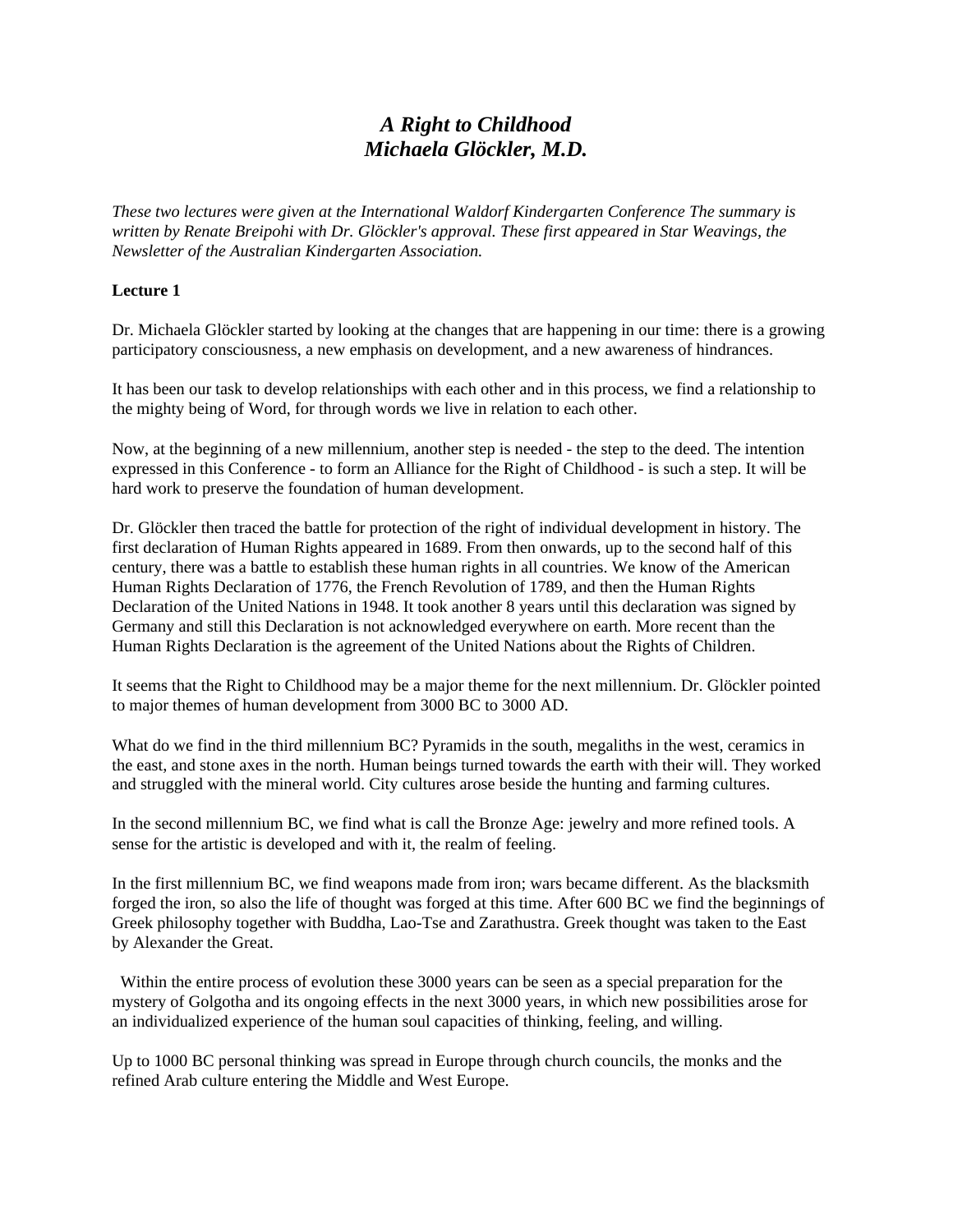# *A Right to Childhood*
# *Michaela Glöckler, M.D.*

*These two lectures were given at the International Waldorf Kindergarten Conference The summary is written by Renate Breipohi with Dr. Glöckler's approval. These first appeared in Star Weavings, the Newsletter of the Australian Kindergarten Association.*

**Lecture 1**

Dr. Michaela Glöckler started by looking at the changes that are happening in our time: there is a growing participatory consciousness, a new emphasis on development, and a new awareness of hindrances.

It has been our task to develop relationships with each other and in this process, we find a relationship to the mighty being of Word, for through words we live in relation to each other.

Now, at the beginning of a new millennium, another step is needed - the step to the deed. The intention expressed in this Conference - to form an Alliance for the Right of Childhood - is such a step. It will be hard work to preserve the foundation of human development.

Dr. Glöckler then traced the battle for protection of the right of individual development in history. The first declaration of Human Rights appeared in 1689. From then onwards, up to the second half of this century, there was a battle to establish these human rights in all countries. We know of the American Human Rights Declaration of 1776, the French Revolution of 1789, and then the Human Rights Declaration of the United Nations in 1948. It took another 8 years until this declaration was signed by Germany and still this Declaration is not acknowledged everywhere on earth. More recent than the Human Rights Declaration is the agreement of the United Nations about the Rights of Children.

It seems that the Right to Childhood may be a major theme for the next millennium. Dr. Glöckler pointed to major themes of human development from 3000 BC to 3000 AD.

What do we find in the third millennium BC? Pyramids in the south, megaliths in the west, ceramics in the east, and stone axes in the north. Human beings turned towards the earth with their will. They worked and struggled with the mineral world. City cultures arose beside the hunting and farming cultures.

In the second millennium BC, we find what is call the Bronze Age: jewelry and more refined tools. A sense for the artistic is developed and with it, the realm of feeling.

In the first millennium BC, we find weapons made from iron; wars became different. As the blacksmith forged the iron, so also the life of thought was forged at this time. After 600 BC we find the beginnings of Greek philosophy together with Buddha, Lao-Tse and Zarathustra. Greek thought was taken to the East by Alexander the Great.

Within the entire process of evolution these 3000 years can be seen as a special preparation for the mystery of Golgotha and its ongoing effects in the next 3000 years, in which new possibilities arose for an individualized experience of the human soul capacities of thinking, feeling, and willing.

Up to 1000 BC personal thinking was spread in Europe through church councils, the monks and the refined Arab culture entering the Middle and West Europe.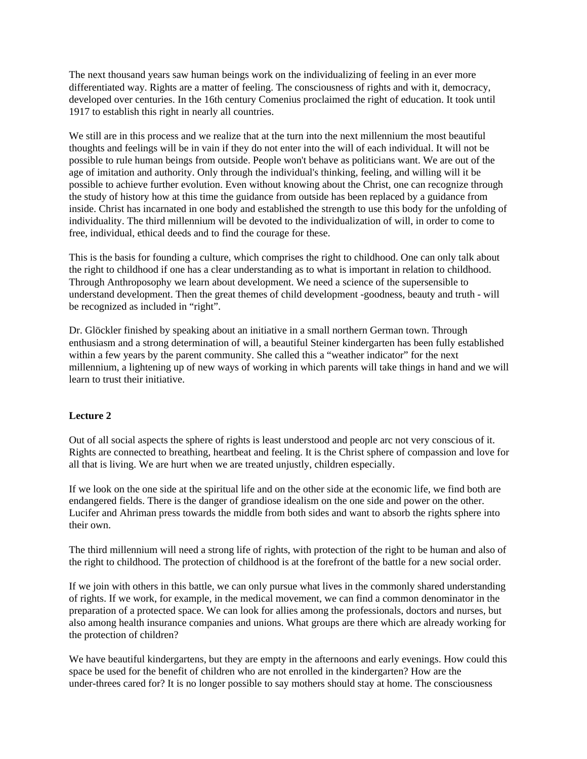The next thousand years saw human beings work on the individualizing of feeling in an ever more differentiated way. Rights are a matter of feeling. The consciousness of rights and with it, democracy, developed over centuries. In the 16th century Comenius proclaimed the right of education. It took until 1917 to establish this right in nearly all countries.

We still are in this process and we realize that at the turn into the next millennium the most beautiful thoughts and feelings will be in vain if they do not enter into the will of each individual. It will not be possible to rule human beings from outside. People won't behave as politicians want. We are out of the age of imitation and authority. Only through the individual's thinking, feeling, and willing will it be possible to achieve further evolution. Even without knowing about the Christ, one can recognize through the study of history how at this time the guidance from outside has been replaced by a guidance from inside. Christ has incarnated in one body and established the strength to use this body for the unfolding of individuality. The third millennium will be devoted to the individualization of will, in order to come to free, individual, ethical deeds and to find the courage for these.

This is the basis for founding a culture, which comprises the right to childhood. One can only talk about the right to childhood if one has a clear understanding as to what is important in relation to childhood. Through Anthroposophy we learn about development. We need a science of the supersensible to understand development. Then the great themes of child development -goodness, beauty and truth - will be recognized as included in “right”.

Dr. Glöckler finished by speaking about an initiative in a small northern German town. Through enthusiasm and a strong determination of will, a beautiful Steiner kindergarten has been fully established within a few years by the parent community. She called this a “weather indicator” for the next millennium, a lightening up of new ways of working in which parents will take things in hand and we will learn to trust their initiative.

**Lecture 2**

Out of all social aspects the sphere of rights is least understood and people arc not very conscious of it. Rights are connected to breathing, heartbeat and feeling. It is the Christ sphere of compassion and love for all that is living. We are hurt when we are treated unjustly, children especially.

If we look on the one side at the spiritual life and on the other side at the economic life, we find both are endangered fields. There is the danger of grandiose idealism on the one side and power on the other. Lucifer and Ahriman press towards the middle from both sides and want to absorb the rights sphere into their own.

The third millennium will need a strong life of rights, with protection of the right to be human and also of the right to childhood. The protection of childhood is at the forefront of the battle for a new social order.

If we join with others in this battle, we can only pursue what lives in the commonly shared understanding of rights. If we work, for example, in the medical movement, we can find a common denominator in the preparation of a protected space. We can look for allies among the professionals, doctors and nurses, but also among health insurance companies and unions. What groups are there which are already working for the protection of children?

We have beautiful kindergartens, but they are empty in the afternoons and early evenings. How could this space be used for the benefit of children who are not enrolled in the kindergarten? How are the under-threes cared for? It is no longer possible to say mothers should stay at home. The consciousness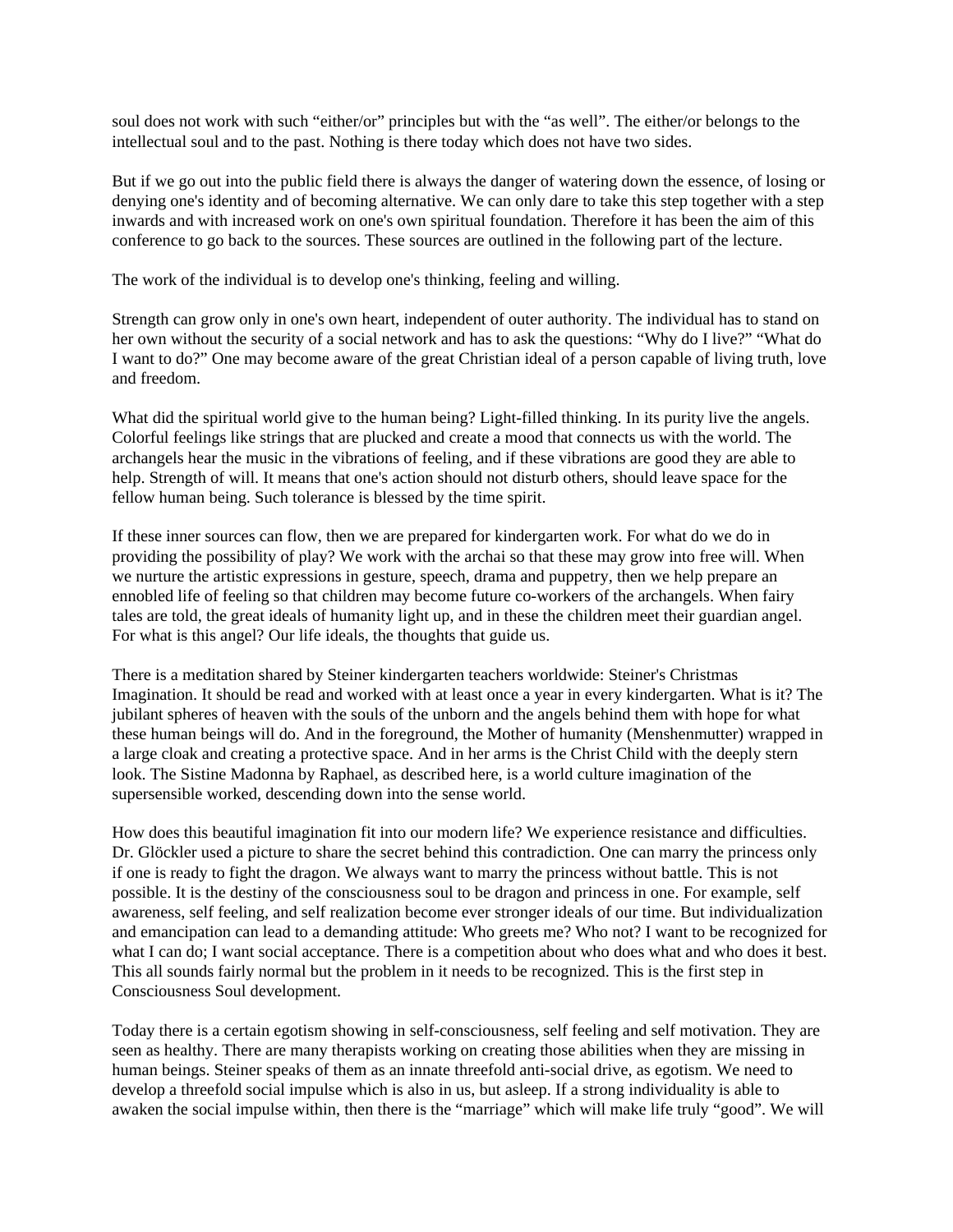soul does not work with such “either/or” principles but with the “as well”. The either/or belongs to the intellectual soul and to the past. Nothing is there today which does not have two sides.

But if we go out into the public field there is always the danger of watering down the essence, of losing or denying one's identity and of becoming alternative. We can only dare to take this step together with a step inwards and with increased work on one's own spiritual foundation. Therefore it has been the aim of this conference to go back to the sources. These sources are outlined in the following part of the lecture.

The work of the individual is to develop one's thinking, feeling and willing.

Strength can grow only in one's own heart, independent of outer authority. The individual has to stand on her own without the security of a social network and has to ask the questions: “Why do I live?” “What do I want to do?” One may become aware of the great Christian ideal of a person capable of living truth, love and freedom.

What did the spiritual world give to the human being? Light-filled thinking. In its purity live the angels. Colorful feelings like strings that are plucked and create a mood that connects us with the world. The archangels hear the music in the vibrations of feeling, and if these vibrations are good they are able to help. Strength of will. It means that one's action should not disturb others, should leave space for the fellow human being. Such tolerance is blessed by the time spirit.

If these inner sources can flow, then we are prepared for kindergarten work. For what do we do in providing the possibility of play? We work with the archai so that these may grow into free will. When we nurture the artistic expressions in gesture, speech, drama and puppetry, then we help prepare an ennobled life of feeling so that children may become future co-workers of the archangels. When fairy tales are told, the great ideals of humanity light up, and in these the children meet their guardian angel. For what is this angel? Our life ideals, the thoughts that guide us.

There is a meditation shared by Steiner kindergarten teachers worldwide: Steiner's Christmas Imagination. It should be read and worked with at least once a year in every kindergarten. What is it? The jubilant spheres of heaven with the souls of the unborn and the angels behind them with hope for what these human beings will do. And in the foreground, the Mother of humanity (Menshenmutter) wrapped in a large cloak and creating a protective space. And in her arms is the Christ Child with the deeply stern look. The Sistine Madonna by Raphael, as described here, is a world culture imagination of the supersensible worked, descending down into the sense world.

How does this beautiful imagination fit into our modern life? We experience resistance and difficulties. Dr. Glöckler used a picture to share the secret behind this contradiction. One can marry the princess only if one is ready to fight the dragon. We always want to marry the princess without battle. This is not possible. It is the destiny of the consciousness soul to be dragon and princess in one. For example, self awareness, self feeling, and self realization become ever stronger ideals of our time. But individualization and emancipation can lead to a demanding attitude: Who greets me? Who not? I want to be recognized for what I can do; I want social acceptance. There is a competition about who does what and who does it best. This all sounds fairly normal but the problem in it needs to be recognized. This is the first step in Consciousness Soul development.

Today there is a certain egotism showing in self-consciousness, self feeling and self motivation. They are seen as healthy. There are many therapists working on creating those abilities when they are missing in human beings. Steiner speaks of them as an innate threefold anti-social drive, as egotism. We need to develop a threefold social impulse which is also in us, but asleep. If a strong individuality is able to awaken the social impulse within, then there is the “marriage” which will make life truly “good”. We will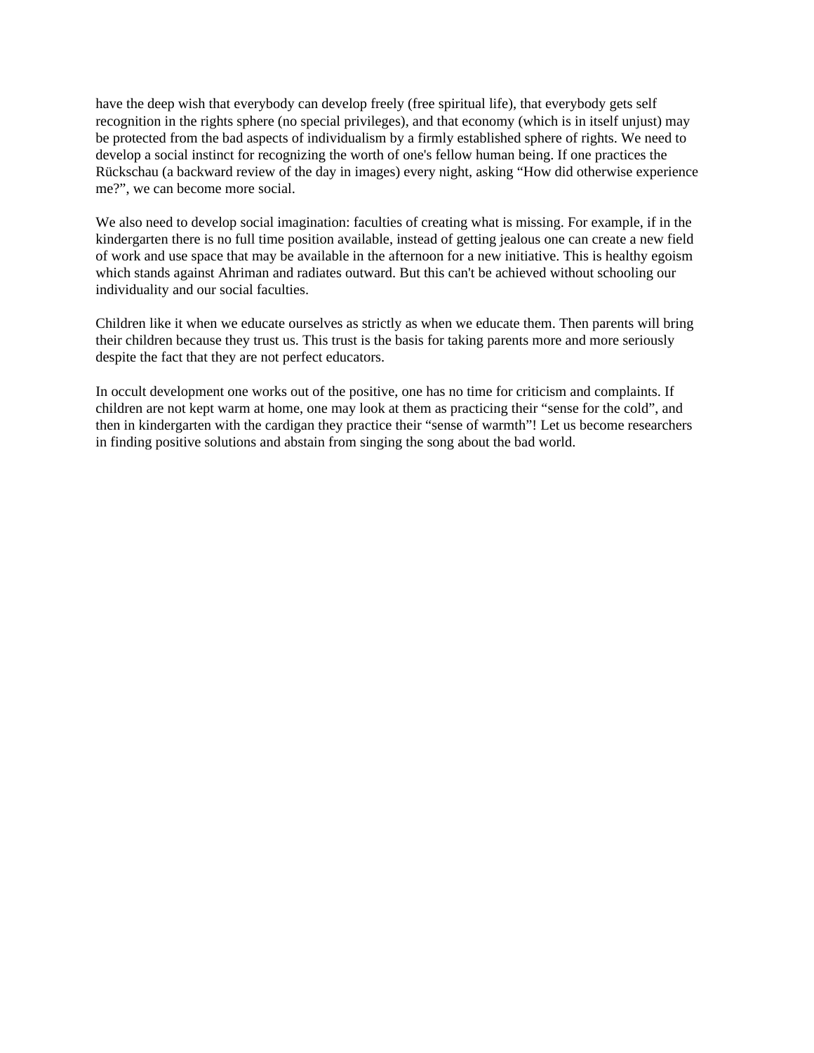have the deep wish that everybody can develop freely (free spiritual life), that everybody gets self recognition in the rights sphere (no special privileges), and that economy (which is in itself unjust) may be protected from the bad aspects of individualism by a firmly established sphere of rights. We need to develop a social instinct for recognizing the worth of one's fellow human being. If one practices the Rückschau (a backward review of the day in images) every night, asking “How did otherwise experience me?”, we can become more social.

We also need to develop social imagination: faculties of creating what is missing. For example, if in the kindergarten there is no full time position available, instead of getting jealous one can create a new field of work and use space that may be available in the afternoon for a new initiative. This is healthy egoism which stands against Ahriman and radiates outward. But this can't be achieved without schooling our individuality and our social faculties.

Children like it when we educate ourselves as strictly as when we educate them. Then parents will bring their children because they trust us. This trust is the basis for taking parents more and more seriously despite the fact that they are not perfect educators.

In occult development one works out of the positive, one has no time for criticism and complaints. If children are not kept warm at home, one may look at them as practicing their “sense for the cold”, and then in kindergarten with the cardigan they practice their “sense of warmth”! Let us become researchers in finding positive solutions and abstain from singing the song about the bad world.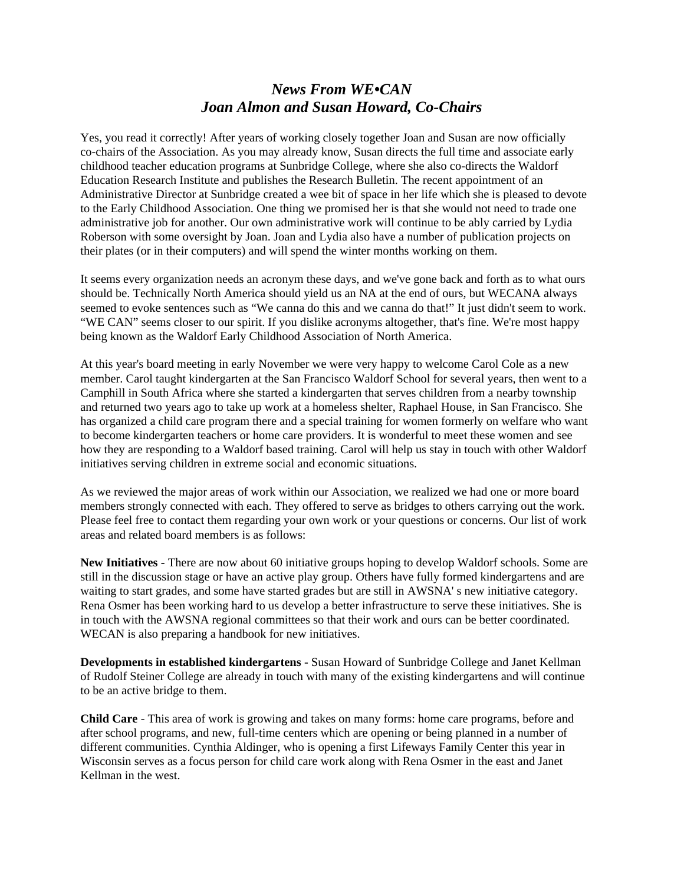# *News From WE•CAN*
# *Joan Almon and Susan Howard, Co-Chairs*

Yes, you read it correctly! After years of working closely together Joan and Susan are now officially co-chairs of the Association. As you may already know, Susan directs the full time and associate early childhood teacher education programs at Sunbridge College, where she also co-directs the Waldorf Education Research Institute and publishes the Research Bulletin. The recent appointment of an Administrative Director at Sunbridge created a wee bit of space in her life which she is pleased to devote to the Early Childhood Association. One thing we promised her is that she would not need to trade one administrative job for another. Our own administrative work will continue to be ably carried by Lydia Roberson with some oversight by Joan. Joan and Lydia also have a number of publication projects on their plates (or in their computers) and will spend the winter months working on them.

It seems every organization needs an acronym these days, and we've gone back and forth as to what ours should be. Technically North America should yield us an NA at the end of ours, but WECANA always seemed to evoke sentences such as "We canna do this and we canna do that!" It just didn't seem to work. "WE CAN" seems closer to our spirit. If you dislike acronyms altogether, that's fine. We're most happy being known as the Waldorf Early Childhood Association of North America.

At this year's board meeting in early November we were very happy to welcome Carol Cole as a new member. Carol taught kindergarten at the San Francisco Waldorf School for several years, then went to a Camphill in South Africa where she started a kindergarten that serves children from a nearby township and returned two years ago to take up work at a homeless shelter, Raphael House, in San Francisco. She has organized a child care program there and a special training for women formerly on welfare who want to become kindergarten teachers or home care providers. It is wonderful to meet these women and see how they are responding to a Waldorf based training. Carol will help us stay in touch with other Waldorf initiatives serving children in extreme social and economic situations.

As we reviewed the major areas of work within our Association, we realized we had one or more board members strongly connected with each. They offered to serve as bridges to others carrying out the work. Please feel free to contact them regarding your own work or your questions or concerns. Our list of work areas and related board members is as follows:

**New Initiatives** - There are now about 60 initiative groups hoping to develop Waldorf schools. Some are still in the discussion stage or have an active play group. Others have fully formed kindergartens and are waiting to start grades, and some have started grades but are still in AWSNA' s new initiative category. Rena Osmer has been working hard to us develop a better infrastructure to serve these initiatives. She is in touch with the AWSNA regional committees so that their work and ours can be better coordinated. WECAN is also preparing a handbook for new initiatives.

**Developments in established kindergartens** - Susan Howard of Sunbridge College and Janet Kellman of Rudolf Steiner College are already in touch with many of the existing kindergartens and will continue to be an active bridge to them.

**Child Care** - This area of work is growing and takes on many forms: home care programs, before and after school programs, and new, full-time centers which are opening or being planned in a number of different communities. Cynthia Aldinger, who is opening a first Lifeways Family Center this year in Wisconsin serves as a focus person for child care work along with Rena Osmer in the east and Janet Kellman in the west.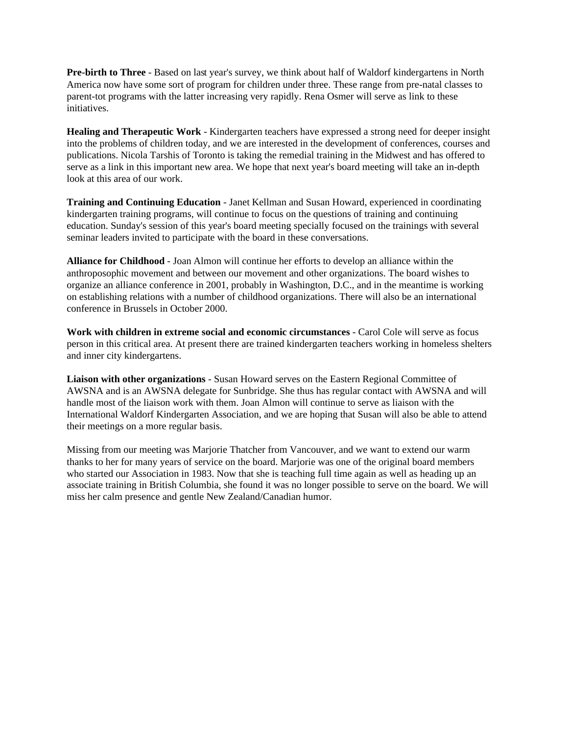**Pre-birth to Three** - Based on last year's survey, we think about half of Waldorf kindergartens in North America now have some sort of program for children under three. These range from pre-natal classes to parent-tot programs with the latter increasing very rapidly. Rena Osmer will serve as link to these initiatives.

**Healing and Therapeutic Work** - Kindergarten teachers have expressed a strong need for deeper insight into the problems of children today, and we are interested in the development of conferences, courses and publications. Nicola Tarshis of Toronto is taking the remedial training in the Midwest and has offered to serve as a link in this important new area. We hope that next year's board meeting will take an in-depth look at this area of our work.

**Training and Continuing Education** - Janet Kellman and Susan Howard, experienced in coordinating kindergarten training programs, will continue to focus on the questions of training and continuing education. Sunday's session of this year's board meeting specially focused on the trainings with several seminar leaders invited to participate with the board in these conversations.

**Alliance for Childhood** - Joan Almon will continue her efforts to develop an alliance within the anthroposophic movement and between our movement and other organizations. The board wishes to organize an alliance conference in 2001, probably in Washington, D.C., and in the meantime is working on establishing relations with a number of childhood organizations. There will also be an international conference in Brussels in October 2000.

**Work with children in extreme social and economic circumstances** - Carol Cole will serve as focus person in this critical area. At present there are trained kindergarten teachers working in homeless shelters and inner city kindergartens.

**Liaison with other organizations** - Susan Howard serves on the Eastern Regional Committee of AWSNA and is an AWSNA delegate for Sunbridge. She thus has regular contact with AWSNA and will handle most of the liaison work with them. Joan Almon will continue to serve as liaison with the International Waldorf Kindergarten Association, and we are hoping that Susan will also be able to attend their meetings on a more regular basis.

Missing from our meeting was Marjorie Thatcher from Vancouver, and we want to extend our warm thanks to her for many years of service on the board. Marjorie was one of the original board members who started our Association in 1983. Now that she is teaching full time again as well as heading up an associate training in British Columbia, she found it was no longer possible to serve on the board. We will miss her calm presence and gentle New Zealand/Canadian humor.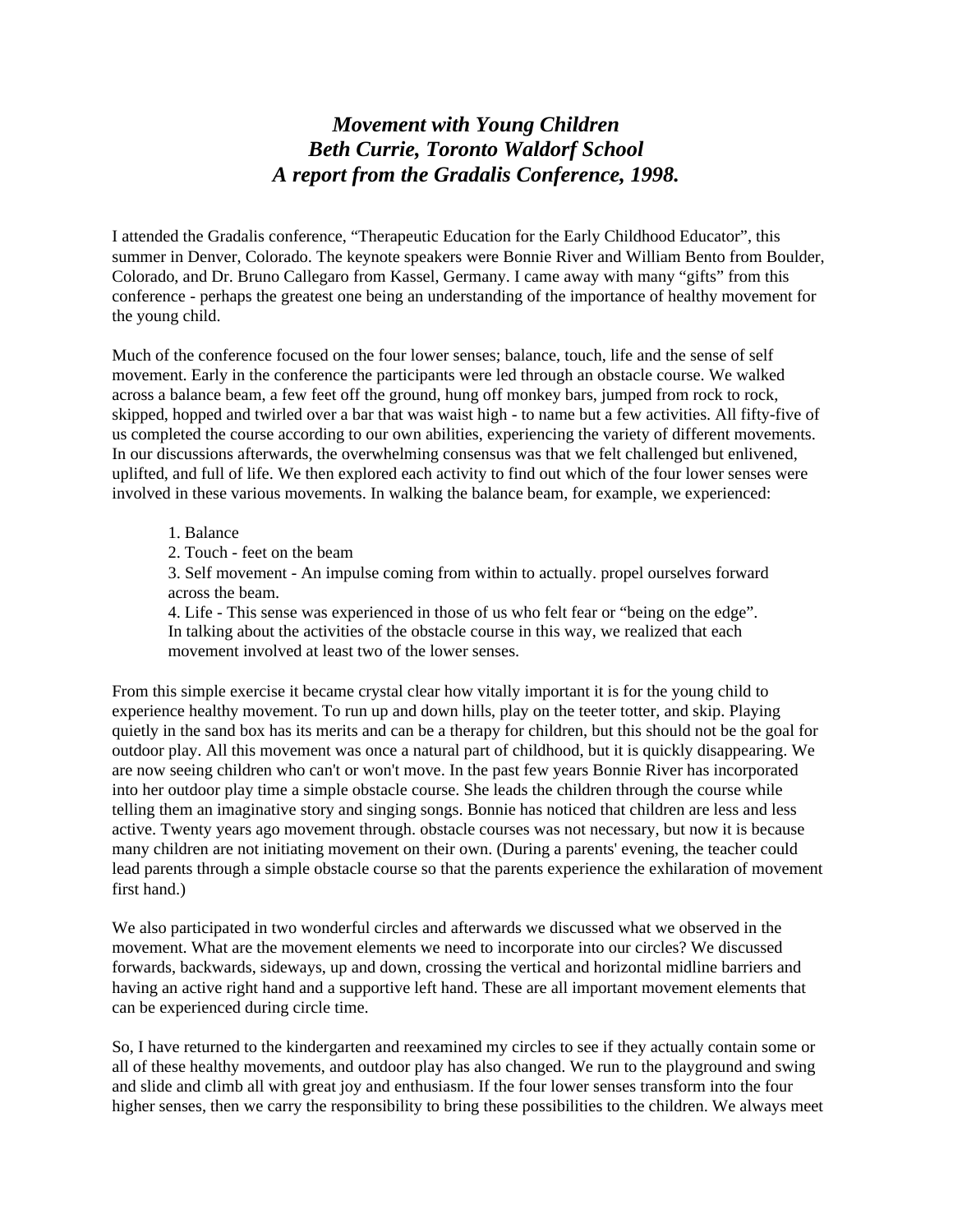# *Movement with Young Children*
# *Beth Currie, Toronto Waldorf School*
# *A report from the Gradalis Conference, 1998.*

I attended the Gradalis conference, "Therapeutic Education for the Early Childhood Educator", this summer in Denver, Colorado. The keynote speakers were Bonnie River and William Bento from Boulder, Colorado, and Dr. Bruno Callegaro from Kassel, Germany. I came away with many "gifts" from this conference - perhaps the greatest one being an understanding of the importance of healthy movement for the young child.

Much of the conference focused on the four lower senses; balance, touch, life and the sense of self movement. Early in the conference the participants were led through an obstacle course. We walked across a balance beam, a few feet off the ground, hung off monkey bars, jumped from rock to rock, skipped, hopped and twirled over a bar that was waist high - to name but a few activities. All fifty-five of us completed the course according to our own abilities, experiencing the variety of different movements. In our discussions afterwards, the overwhelming consensus was that we felt challenged but enlivened, uplifted, and full of life. We then explored each activity to find out which of the four lower senses were involved in these various movements. In walking the balance beam, for example, we experienced:

1. Balance
2. Touch - feet on the beam
3. Self movement - An impulse coming from within to actually. propel ourselves forward across the beam.
4. Life - This sense was experienced in those of us who felt fear or "being on the edge".
   In talking about the activities of the obstacle course in this way, we realized that each movement involved at least two of the lower senses.

From this simple exercise it became crystal clear how vitally important it is for the young child to experience healthy movement. To run up and down hills, play on the teeter totter, and skip. Playing quietly in the sand box has its merits and can be a therapy for children, but this should not be the goal for outdoor play. All this movement was once a natural part of childhood, but it is quickly disappearing. We are now seeing children who can't or won't move. In the past few years Bonnie River has incorporated into her outdoor play time a simple obstacle course. She leads the children through the course while telling them an imaginative story and singing songs. Bonnie has noticed that children are less and less active. Twenty years ago movement through. obstacle courses was not necessary, but now it is because many children are not initiating movement on their own. (During a parents' evening, the teacher could lead parents through a simple obstacle course so that the parents experience the exhilaration of movement first hand.)

We also participated in two wonderful circles and afterwards we discussed what we observed in the movement. What are the movement elements we need to incorporate into our circles? We discussed forwards, backwards, sideways, up and down, crossing the vertical and horizontal midline barriers and having an active right hand and a supportive left hand. These are all important movement elements that can be experienced during circle time.

So, I have returned to the kindergarten and reexamined my circles to see if they actually contain some or all of these healthy movements, and outdoor play has also changed. We run to the playground and swing and slide and climb all with great joy and enthusiasm. If the four lower senses transform into the four higher senses, then we carry the responsibility to bring these possibilities to the children. We always meet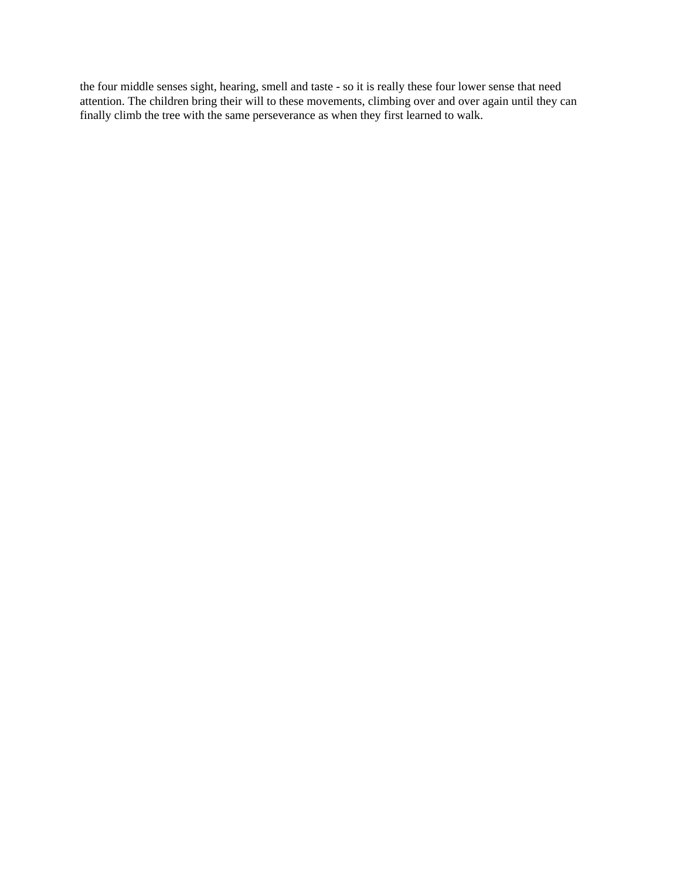the four middle senses sight, hearing, smell and taste - so it is really these four lower sense that need attention. The children bring their will to these movements, climbing over and over again until they can finally climb the tree with the same perseverance as when they first learned to walk.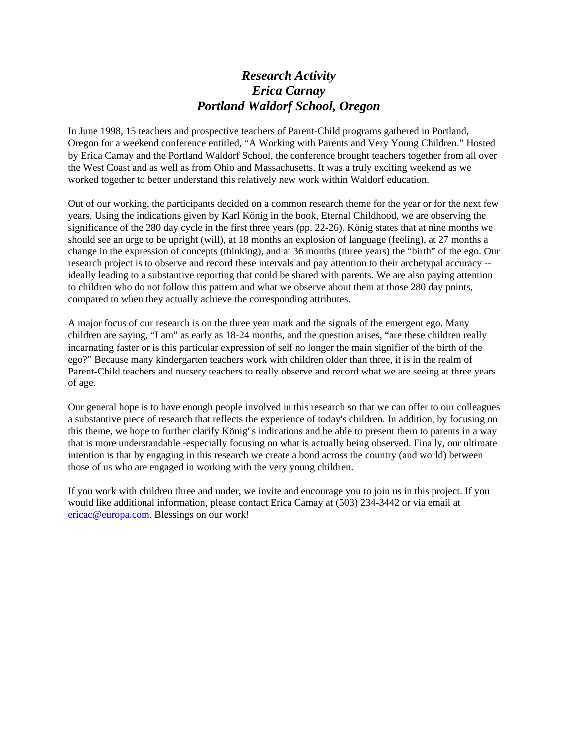# *Research Activity*
# *Erica Carnay*
# *Portland Waldorf School, Oregon*

In June 1998, 15 teachers and prospective teachers of Parent-Child programs gathered in Portland, Oregon for a weekend conference entitled, "A Working with Parents and Very Young Children." Hosted by Erica Camay and the Portland Waldorf School, the conference brought teachers together from all over the West Coast and as well as from Ohio and Massachusetts. It was a truly exciting weekend as we worked together to better understand this relatively new work within Waldorf education.

Out of our working, the participants decided on a common research theme for the year or for the next few years. Using the indications given by Karl König in the book, Eternal Childhood, we are observing the significance of the 280 day cycle in the first three years (pp. 22-26). König states that at nine months we should see an urge to be upright (will), at 18 months an explosion of language (feeling), at 27 months a change in the expression of concepts (thinking), and at 36 months (three years) the "birth" of the ego. Our research project is to observe and record these intervals and pay attention to their archetypal accuracy -- ideally leading to a substantive reporting that could be shared with parents. We are also paying attention to children who do not follow this pattern and what we observe about them at those 280 day points, compared to when they actually achieve the corresponding attributes.

A major focus of our research is on the three year mark and the signals of the emergent ego. Many children are saying, "I am" as early as 18-24 months, and the question arises, "are these children really incarnating faster or is this particular expression of self no longer the main signifier of the birth of the ego?" Because many kindergarten teachers work with children older than three, it is in the realm of Parent-Child teachers and nursery teachers to really observe and record what we are seeing at three years of age.

Our general hope is to have enough people involved in this research so that we can offer to our colleagues a substantive piece of research that reflects the experience of today's children. In addition, by focusing on this theme, we hope to further clarify König' s indications and be able to present them to parents in a way that is more understandable -especially focusing on what is actually being observed. Finally, our ultimate intention is that by engaging in this research we create a bond across the country (and world) between those of us who are engaged in working with the very young children.

If you work with children three and under, we invite and encourage you to join us in this project. If you would like additional information, please contact Erica Camay at (503) 234-3442 or via email at ericac@europa.com. Blessings on our work!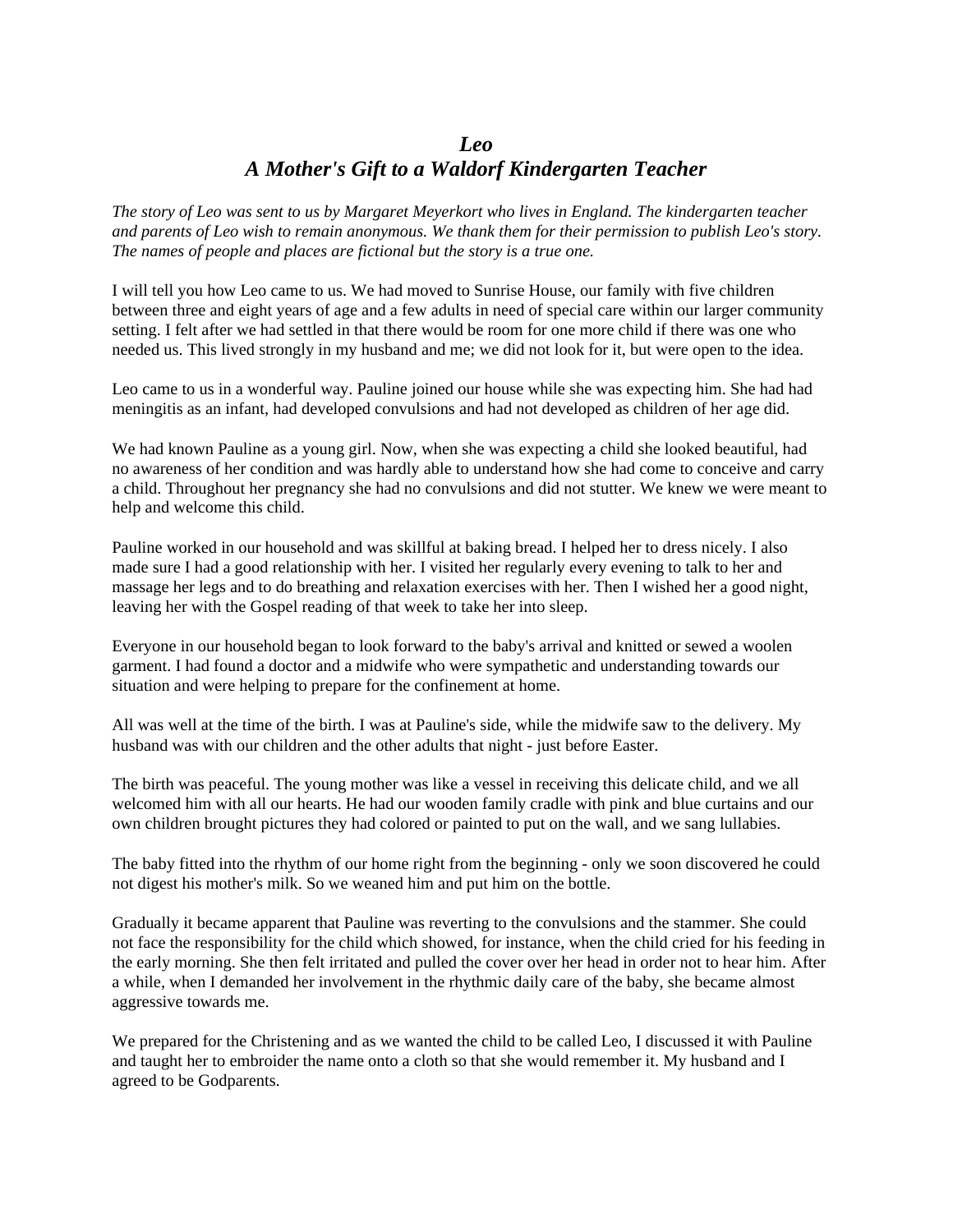## *Leo*
## *A Mother's Gift to a Waldorf Kindergarten Teacher*

*The story of Leo was sent to us by Margaret Meyerkort who lives in England. The kindergarten teacher and parents of Leo wish to remain anonymous. We thank them for their permission to publish Leo's story. The names of people and places are fictional but the story is a true one.*

I will tell you how Leo came to us. We had moved to Sunrise House, our family with five children between three and eight years of age and a few adults in need of special care within our larger community setting. I felt after we had settled in that there would be room for one more child if there was one who needed us. This lived strongly in my husband and me; we did not look for it, but were open to the idea.

Leo came to us in a wonderful way. Pauline joined our house while she was expecting him. She had had meningitis as an infant, had developed convulsions and had not developed as children of her age did.

We had known Pauline as a young girl. Now, when she was expecting a child she looked beautiful, had no awareness of her condition and was hardly able to understand how she had come to conceive and carry a child. Throughout her pregnancy she had no convulsions and did not stutter. We knew we were meant to help and welcome this child.

Pauline worked in our household and was skillful at baking bread. I helped her to dress nicely. I also made sure I had a good relationship with her. I visited her regularly every evening to talk to her and massage her legs and to do breathing and relaxation exercises with her. Then I wished her a good night, leaving her with the Gospel reading of that week to take her into sleep.

Everyone in our household began to look forward to the baby's arrival and knitted or sewed a woolen garment. I had found a doctor and a midwife who were sympathetic and understanding towards our situation and were helping to prepare for the confinement at home.

All was well at the time of the birth. I was at Pauline's side, while the midwife saw to the delivery. My husband was with our children and the other adults that night - just before Easter.

The birth was peaceful. The young mother was like a vessel in receiving this delicate child, and we all welcomed him with all our hearts. He had our wooden family cradle with pink and blue curtains and our own children brought pictures they had colored or painted to put on the wall, and we sang lullabies.

The baby fitted into the rhythm of our home right from the beginning - only we soon discovered he could not digest his mother's milk. So we weaned him and put him on the bottle.

Gradually it became apparent that Pauline was reverting to the convulsions and the stammer. She could not face the responsibility for the child which showed, for instance, when the child cried for his feeding in the early morning. She then felt irritated and pulled the cover over her head in order not to hear him. After a while, when I demanded her involvement in the rhythmic daily care of the baby, she became almost aggressive towards me.

We prepared for the Christening and as we wanted the child to be called Leo, I discussed it with Pauline and taught her to embroider the name onto a cloth so that she would remember it. My husband and I agreed to be Godparents.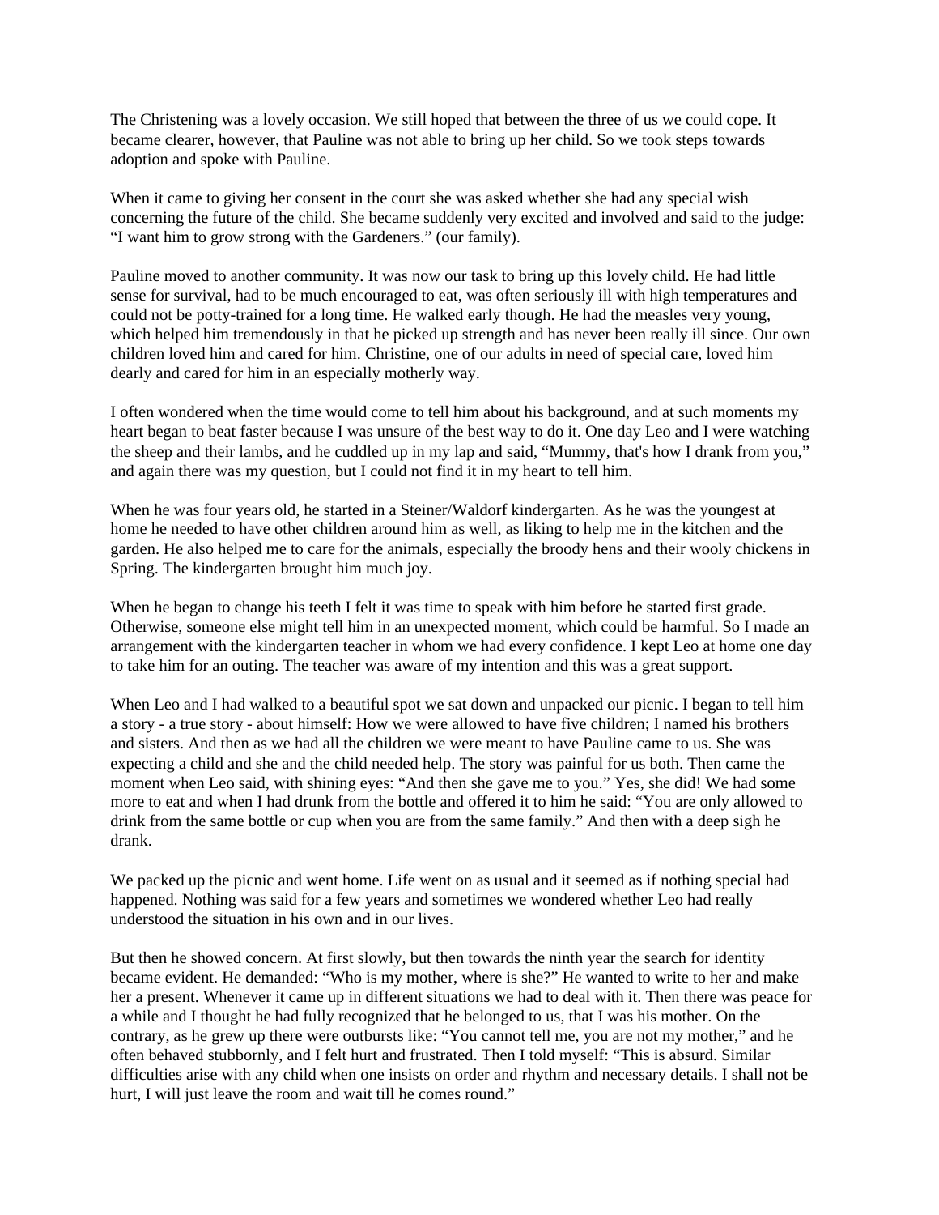The Christening was a lovely occasion. We still hoped that between the three of us we could cope. It became clearer, however, that Pauline was not able to bring up her child. So we took steps towards adoption and spoke with Pauline.

When it came to giving her consent in the court she was asked whether she had any special wish concerning the future of the child. She became suddenly very excited and involved and said to the judge: "I want him to grow strong with the Gardeners." (our family).

Pauline moved to another community. It was now our task to bring up this lovely child. He had little sense for survival, had to be much encouraged to eat, was often seriously ill with high temperatures and could not be potty-trained for a long time. He walked early though. He had the measles very young, which helped him tremendously in that he picked up strength and has never been really ill since. Our own children loved him and cared for him. Christine, one of our adults in need of special care, loved him dearly and cared for him in an especially motherly way.

I often wondered when the time would come to tell him about his background, and at such moments my heart began to beat faster because I was unsure of the best way to do it. One day Leo and I were watching the sheep and their lambs, and he cuddled up in my lap and said, "Mummy, that's how I drank from you," and again there was my question, but I could not find it in my heart to tell him.

When he was four years old, he started in a Steiner/Waldorf kindergarten. As he was the youngest at home he needed to have other children around him as well, as liking to help me in the kitchen and the garden. He also helped me to care for the animals, especially the broody hens and their wooly chickens in Spring. The kindergarten brought him much joy.

When he began to change his teeth I felt it was time to speak with him before he started first grade. Otherwise, someone else might tell him in an unexpected moment, which could be harmful. So I made an arrangement with the kindergarten teacher in whom we had every confidence. I kept Leo at home one day to take him for an outing. The teacher was aware of my intention and this was a great support.

When Leo and I had walked to a beautiful spot we sat down and unpacked our picnic. I began to tell him a story - a true story - about himself: How we were allowed to have five children; I named his brothers and sisters. And then as we had all the children we were meant to have Pauline came to us. She was expecting a child and she and the child needed help. The story was painful for us both. Then came the moment when Leo said, with shining eyes: "And then she gave me to you." Yes, she did! We had some more to eat and when I had drunk from the bottle and offered it to him he said: "You are only allowed to drink from the same bottle or cup when you are from the same family." And then with a deep sigh he drank.

We packed up the picnic and went home. Life went on as usual and it seemed as if nothing special had happened. Nothing was said for a few years and sometimes we wondered whether Leo had really understood the situation in his own and in our lives.

But then he showed concern. At first slowly, but then towards the ninth year the search for identity became evident. He demanded: "Who is my mother, where is she?" He wanted to write to her and make her a present. Whenever it came up in different situations we had to deal with it. Then there was peace for a while and I thought he had fully recognized that he belonged to us, that I was his mother. On the contrary, as he grew up there were outbursts like: "You cannot tell me, you are not my mother," and he often behaved stubbornly, and I felt hurt and frustrated. Then I told myself: "This is absurd. Similar difficulties arise with any child when one insists on order and rhythm and necessary details. I shall not be hurt, I will just leave the room and wait till he comes round."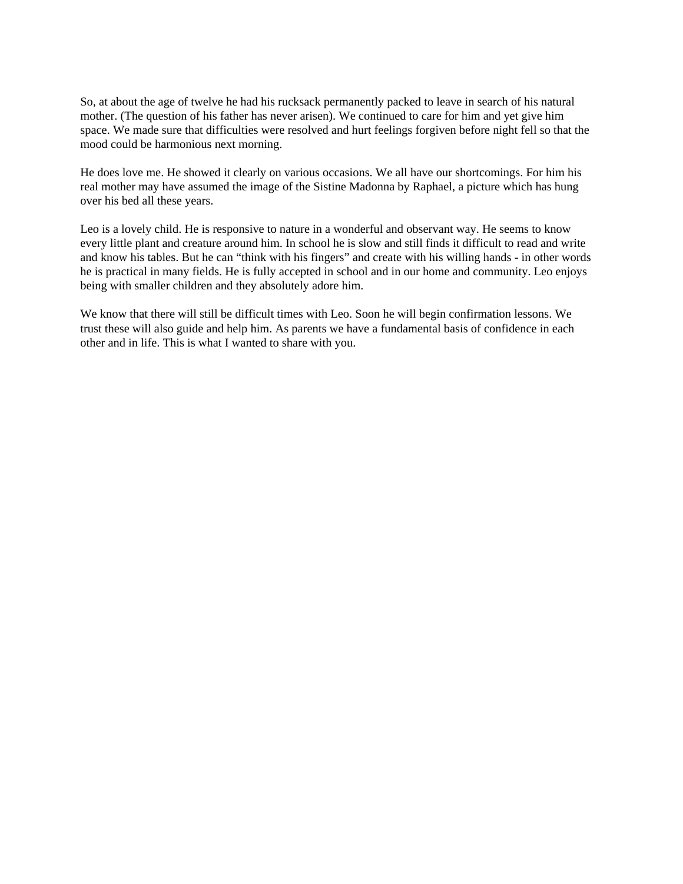So, at about the age of twelve he had his rucksack permanently packed to leave in search of his natural mother. (The question of his father has never arisen). We continued to care for him and yet give him space. We made sure that difficulties were resolved and hurt feelings forgiven before night fell so that the mood could be harmonious next morning.

He does love me. He showed it clearly on various occasions. We all have our shortcomings. For him his real mother may have assumed the image of the Sistine Madonna by Raphael, a picture which has hung over his bed all these years.

Leo is a lovely child. He is responsive to nature in a wonderful and observant way. He seems to know every little plant and creature around him. In school he is slow and still finds it difficult to read and write and know his tables. But he can "think with his fingers" and create with his willing hands - in other words he is practical in many fields. He is fully accepted in school and in our home and community. Leo enjoys being with smaller children and they absolutely adore him.

We know that there will still be difficult times with Leo. Soon he will begin confirmation lessons. We trust these will also guide and help him. As parents we have a fundamental basis of confidence in each other and in life. This is what I wanted to share with you.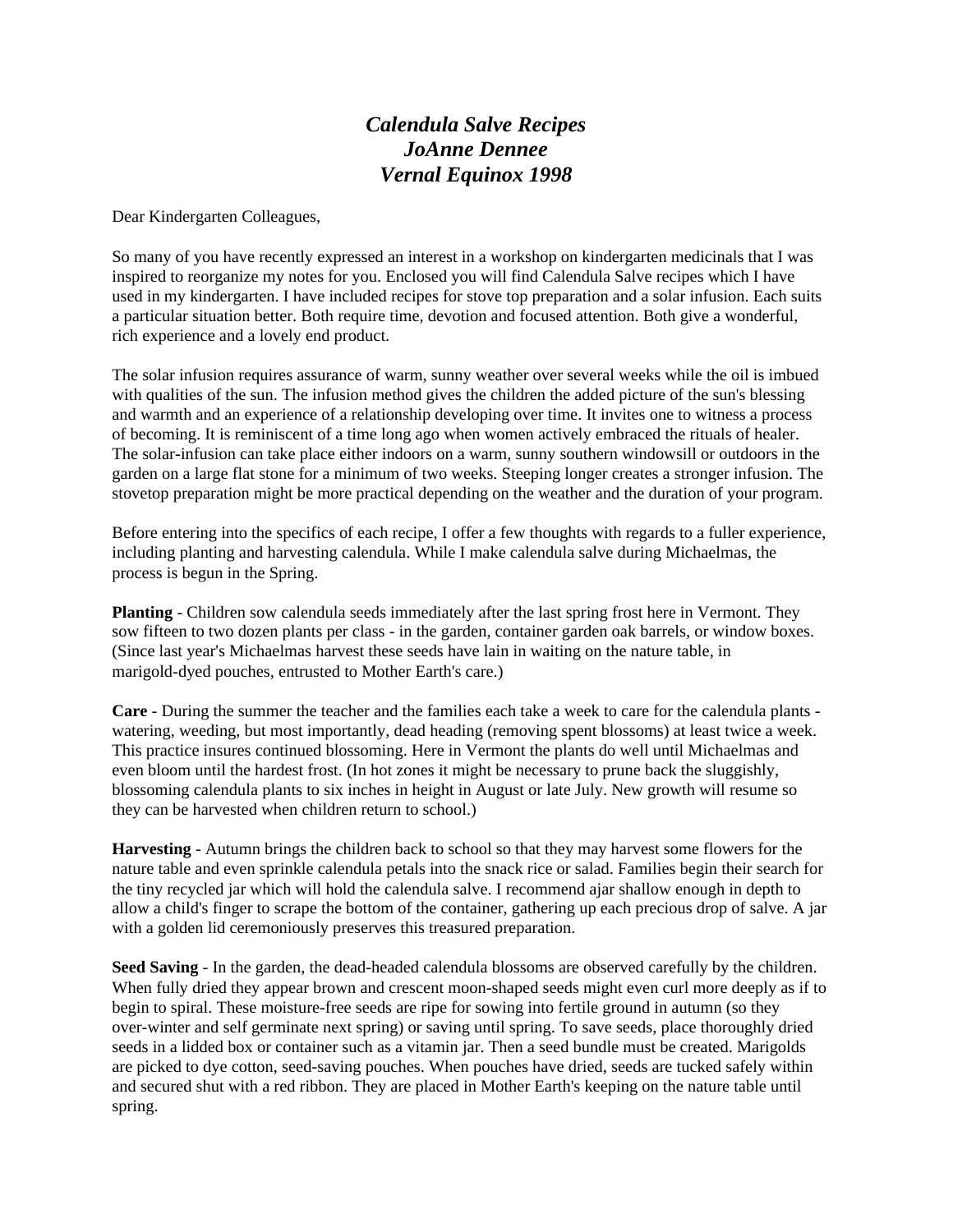# *Calendula Salve Recipes*
# *JoAnne Dennee*
# *Vernal Equinox 1998*

Dear Kindergarten Colleagues,

So many of you have recently expressed an interest in a workshop on kindergarten medicinals that I was inspired to reorganize my notes for you. Enclosed you will find Calendula Salve recipes which I have used in my kindergarten. I have included recipes for stove top preparation and a solar infusion. Each suits a particular situation better. Both require time, devotion and focused attention. Both give a wonderful, rich experience and a lovely end product.

The solar infusion requires assurance of warm, sunny weather over several weeks while the oil is imbued with qualities of the sun. The infusion method gives the children the added picture of the sun's blessing and warmth and an experience of a relationship developing over time. It invites one to witness a process of becoming. It is reminiscent of a time long ago when women actively embraced the rituals of healer. The solar-infusion can take place either indoors on a warm, sunny southern windowsill or outdoors in the garden on a large flat stone for a minimum of two weeks. Steeping longer creates a stronger infusion. The stovetop preparation might be more practical depending on the weather and the duration of your program.

Before entering into the specifics of each recipe, I offer a few thoughts with regards to a fuller experience, including planting and harvesting calendula. While I make calendula salve during Michaelmas, the process is begun in the Spring.

**Planting** - Children sow calendula seeds immediately after the last spring frost here in Vermont. They sow fifteen to two dozen plants per class - in the garden, container garden oak barrels, or window boxes. (Since last year's Michaelmas harvest these seeds have lain in waiting on the nature table, in marigold-dyed pouches, entrusted to Mother Earth's care.)

**Care** - During the summer the teacher and the families each take a week to care for the calendula plants - watering, weeding, but most importantly, dead heading (removing spent blossoms) at least twice a week. This practice insures continued blossoming. Here in Vermont the plants do well until Michaelmas and even bloom until the hardest frost. (In hot zones it might be necessary to prune back the sluggishly, blossoming calendula plants to six inches in height in August or late July. New growth will resume so they can be harvested when children return to school.)

**Harvesting** - Autumn brings the children back to school so that they may harvest some flowers for the nature table and even sprinkle calendula petals into the snack rice or salad. Families begin their search for the tiny recycled jar which will hold the calendula salve. I recommend ajar shallow enough in depth to allow a child's finger to scrape the bottom of the container, gathering up each precious drop of salve. A jar with a golden lid ceremoniously preserves this treasured preparation.

**Seed Saving** - In the garden, the dead-headed calendula blossoms are observed carefully by the children. When fully dried they appear brown and crescent moon-shaped seeds might even curl more deeply as if to begin to spiral. These moisture-free seeds are ripe for sowing into fertile ground in autumn (so they over-winter and self germinate next spring) or saving until spring. To save seeds, place thoroughly dried seeds in a lidded box or container such as a vitamin jar. Then a seed bundle must be created. Marigolds are picked to dye cotton, seed-saving pouches. When pouches have dried, seeds are tucked safely within and secured shut with a red ribbon. They are placed in Mother Earth's keeping on the nature table until spring.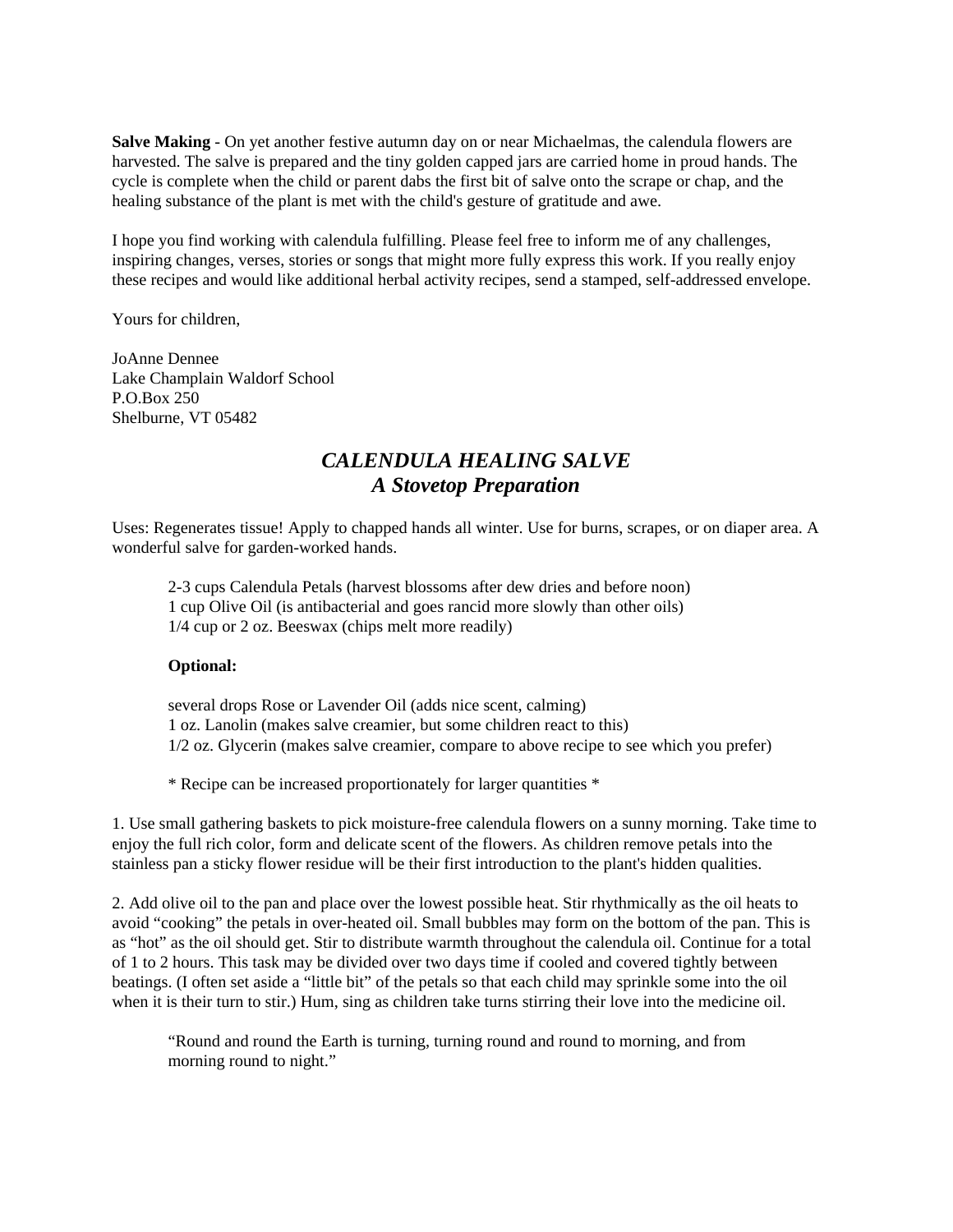**Salve Making** - On yet another festive autumn day on or near Michaelmas, the calendula flowers are harvested. The salve is prepared and the tiny golden capped jars are carried home in proud hands. The cycle is complete when the child or parent dabs the first bit of salve onto the scrape or chap, and the healing substance of the plant is met with the child's gesture of gratitude and awe.

I hope you find working with calendula fulfilling. Please feel free to inform me of any challenges, inspiring changes, verses, stories or songs that might more fully express this work. If you really enjoy these recipes and would like additional herbal activity recipes, send a stamped, self-addressed envelope.

Yours for children,

JoAnne Dennee
Lake Champlain Waldorf School
P.O.Box 250
Shelburne, VT 05482

## *CALENDULA HEALING SALVE*
## *A Stovetop Preparation*

Uses: Regenerates tissue! Apply to chapped hands all winter. Use for burns, scrapes, or on diaper area. A wonderful salve for garden-worked hands.

2-3 cups Calendula Petals (harvest blossoms after dew dries and before noon)
1 cup Olive Oil (is antibacterial and goes rancid more slowly than other oils)
1/4 cup or 2 oz. Beeswax (chips melt more readily)

**Optional:**

several drops Rose or Lavender Oil (adds nice scent, calming)
1 oz. Lanolin (makes salve creamier, but some children react to this)
1/2 oz. Glycerin (makes salve creamier, compare to above recipe to see which you prefer)

* Recipe can be increased proportionately for larger quantities *

1. Use small gathering baskets to pick moisture-free calendula flowers on a sunny morning. Take time to enjoy the full rich color, form and delicate scent of the flowers. As children remove petals into the stainless pan a sticky flower residue will be their first introduction to the plant's hidden qualities.

2. Add olive oil to the pan and place over the lowest possible heat. Stir rhythmically as the oil heats to avoid "cooking" the petals in over-heated oil. Small bubbles may form on the bottom of the pan. This is as "hot" as the oil should get. Stir to distribute warmth throughout the calendula oil. Continue for a total of 1 to 2 hours. This task may be divided over two days time if cooled and covered tightly between beatings. (I often set aside a "little bit" of the petals so that each child may sprinkle some into the oil when it is their turn to stir.) Hum, sing as children take turns stirring their love into the medicine oil.

"Round and round the Earth is turning, turning round and round to morning, and from morning round to night."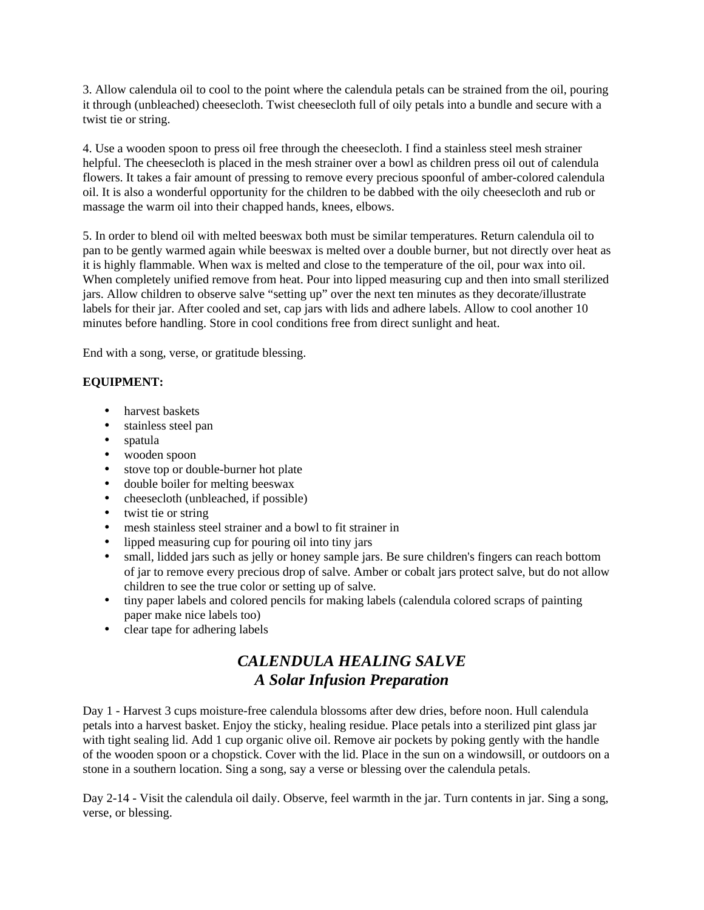3. Allow calendula oil to cool to the point where the calendula petals can be strained from the oil, pouring it through (unbleached) cheesecloth. Twist cheesecloth full of oily petals into a bundle and secure with a twist tie or string.

4. Use a wooden spoon to press oil free through the cheesecloth. I find a stainless steel mesh strainer helpful. The cheesecloth is placed in the mesh strainer over a bowl as children press oil out of calendula flowers. It takes a fair amount of pressing to remove every precious spoonful of amber-colored calendula oil. It is also a wonderful opportunity for the children to be dabbed with the oily cheesecloth and rub or massage the warm oil into their chapped hands, knees, elbows.

5. In order to blend oil with melted beeswax both must be similar temperatures. Return calendula oil to pan to be gently warmed again while beeswax is melted over a double burner, but not directly over heat as it is highly flammable. When wax is melted and close to the temperature of the oil, pour wax into oil. When completely unified remove from heat. Pour into lipped measuring cup and then into small sterilized jars. Allow children to observe salve "setting up" over the next ten minutes as they decorate/illustrate labels for their jar. After cooled and set, cap jars with lids and adhere labels. Allow to cool another 10 minutes before handling. Store in cool conditions free from direct sunlight and heat.

End with a song, verse, or gratitude blessing.

**EQUIPMENT:**

- harvest baskets
- stainless steel pan
- spatula
- wooden spoon
- stove top or double-burner hot plate
- double boiler for melting beeswax
- cheesecloth (unbleached, if possible)
- twist tie or string
- mesh stainless steel strainer and a bowl to fit strainer in
- lipped measuring cup for pouring oil into tiny jars
- small, lidded jars such as jelly or honey sample jars. Be sure children's fingers can reach bottom of jar to remove every precious drop of salve. Amber or cobalt jars protect salve, but do not allow children to see the true color or setting up of salve.
- tiny paper labels and colored pencils for making labels (calendula colored scraps of painting paper make nice labels too)
- clear tape for adhering labels

## *CALENDULA HEALING SALVE*
## *A Solar Infusion Preparation*

Day 1 - Harvest 3 cups moisture-free calendula blossoms after dew dries, before noon. Hull calendula petals into a harvest basket. Enjoy the sticky, healing residue. Place petals into a sterilized pint glass jar with tight sealing lid. Add 1 cup organic olive oil. Remove air pockets by poking gently with the handle of the wooden spoon or a chopstick. Cover with the lid. Place in the sun on a windowsill, or outdoors on a stone in a southern location. Sing a song, say a verse or blessing over the calendula petals.

Day 2-14 - Visit the calendula oil daily. Observe, feel warmth in the jar. Turn contents in jar. Sing a song, verse, or blessing.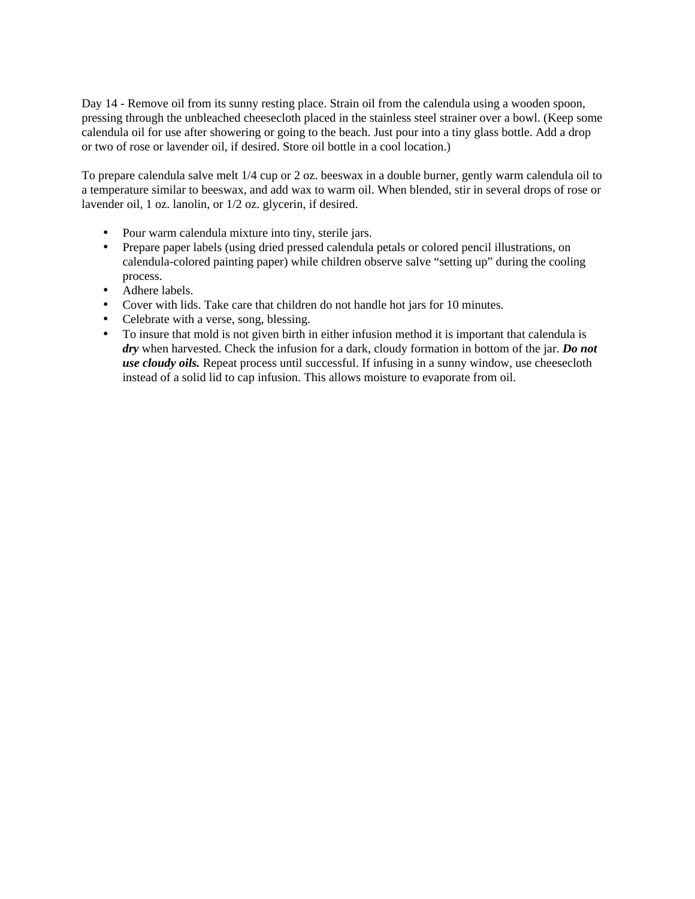Day 14 - Remove oil from its sunny resting place. Strain oil from the calendula using a wooden spoon, pressing through the unbleached cheesecloth placed in the stainless steel strainer over a bowl. (Keep some calendula oil for use after showering or going to the beach. Just pour into a tiny glass bottle. Add a drop or two of rose or lavender oil, if desired. Store oil bottle in a cool location.)

To prepare calendula salve melt 1/4 cup or 2 oz. beeswax in a double burner, gently warm calendula oil to a temperature similar to beeswax, and add wax to warm oil. When blended, stir in several drops of rose or lavender oil, 1 oz. lanolin, or 1/2 oz. glycerin, if desired.

- Pour warm calendula mixture into tiny, sterile jars.
- Prepare paper labels (using dried pressed calendula petals or colored pencil illustrations, on calendula-colored painting paper) while children observe salve "setting up" during the cooling process.
- Adhere labels.
- Cover with lids. Take care that children do not handle hot jars for 10 minutes.
- Celebrate with a verse, song, blessing.
- To insure that mold is not given birth in either infusion method it is important that calendula is ***dry*** when harvested. Check the infusion for a dark, cloudy formation in bottom of the jar. ***Do not use cloudy oils.*** Repeat process until successful. If infusing in a sunny window, use cheesecloth instead of a solid lid to cap infusion. This allows moisture to evaporate from oil.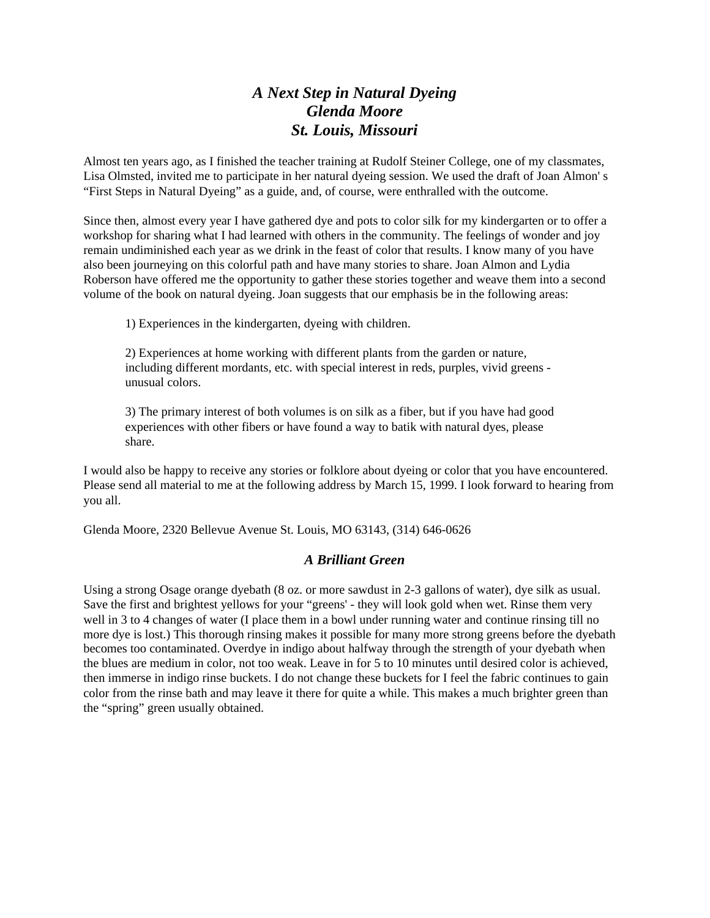## *A Next Step in Natural Dyeing*
## *Glenda Moore*
## *St. Louis, Missouri*

Almost ten years ago, as I finished the teacher training at Rudolf Steiner College, one of my classmates, Lisa Olmsted, invited me to participate in her natural dyeing session. We used the draft of Joan Almon' s "First Steps in Natural Dyeing" as a guide, and, of course, were enthralled with the outcome.

Since then, almost every year I have gathered dye and pots to color silk for my kindergarten or to offer a workshop for sharing what I had learned with others in the community. The feelings of wonder and joy remain undiminished each year as we drink in the feast of color that results. I know many of you have also been journeying on this colorful path and have many stories to share. Joan Almon and Lydia Roberson have offered me the opportunity to gather these stories together and weave them into a second volume of the book on natural dyeing. Joan suggests that our emphasis be in the following areas:

> 1) Experiences in the kindergarten, dyeing with children.
>
> 2) Experiences at home working with different plants from the garden or nature, including different mordants, etc. with special interest in reds, purples, vivid greens - unusual colors.
>
> 3) The primary interest of both volumes is on silk as a fiber, but if you have had good experiences with other fibers or have found a way to batik with natural dyes, please share.

I would also be happy to receive any stories or folklore about dyeing or color that you have encountered. Please send all material to me at the following address by March 15, 1999. I look forward to hearing from you all.

Glenda Moore, 2320 Bellevue Avenue St. Louis, MO 63143, (314) 646-0626

### *A Brilliant Green*

Using a strong Osage orange dyebath (8 oz. or more sawdust in 2-3 gallons of water), dye silk as usual. Save the first and brightest yellows for your "greens' - they will look gold when wet. Rinse them very well in 3 to 4 changes of water (I place them in a bowl under running water and continue rinsing till no more dye is lost.) This thorough rinsing makes it possible for many more strong greens before the dyebath becomes too contaminated. Overdye in indigo about halfway through the strength of your dyebath when the blues are medium in color, not too weak. Leave in for 5 to 10 minutes until desired color is achieved, then immerse in indigo rinse buckets. I do not change these buckets for I feel the fabric continues to gain color from the rinse bath and may leave it there for quite a while. This makes a much brighter green than the "spring" green usually obtained.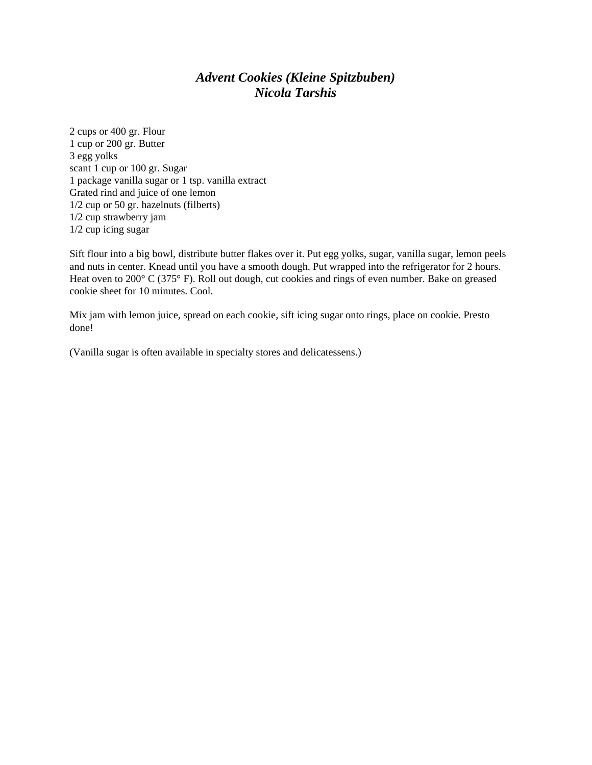# *Advent Cookies (Kleine Spitzbuben)*
## *Nicola Tarshis*

2 cups or 400 gr. Flour
1 cup or 200 gr. Butter
3 egg yolks
scant 1 cup or 100 gr. Sugar
1 package vanilla sugar or 1 tsp. vanilla extract
Grated rind and juice of one lemon
1/2 cup or 50 gr. hazelnuts (filberts)
1/2 cup strawberry jam
1/2 cup icing sugar

Sift flour into a big bowl, distribute butter flakes over it. Put egg yolks, sugar, vanilla sugar, lemon peels and nuts in center. Knead until you have a smooth dough. Put wrapped into the refrigerator for 2 hours. Heat oven to 200° C (375° F). Roll out dough, cut cookies and rings of even number. Bake on greased cookie sheet for 10 minutes. Cool.

Mix jam with lemon juice, spread on each cookie, sift icing sugar onto rings, place on cookie. Presto done!

(Vanilla sugar is often available in specialty stores and delicatessens.)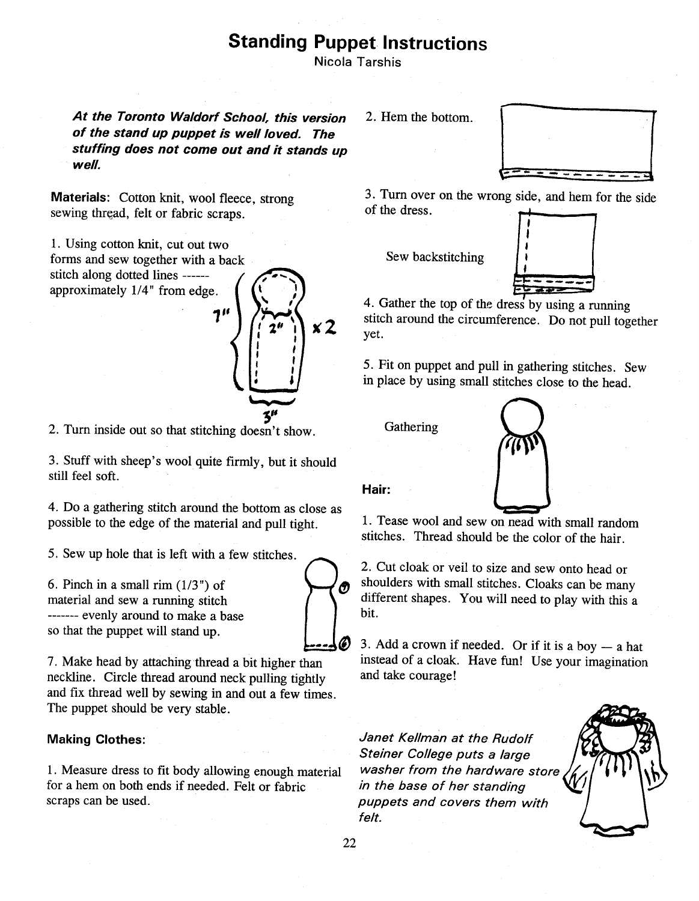# Standing Puppet Instructions

Nicola Tarshis

***At the Toronto Waldorf School, this version of the stand up puppet is well loved. The stuffing does not come out and it stands up well.***

**Materials:** Cotton knit, wool fleece, strong sewing thread, felt or fabric scraps.

1. Using cotton knit, cut out two forms and sew together with a back stitch along dotted lines ------ approximately 1/4" from edge.

2. Turn inside out so that stitching doesn't show.

3. Stuff with sheep's wool quite firmly, but it should still feel soft.

4. Do a gathering stitch around the bottom as close as possible to the edge of the material and pull tight.

5. Sew up hole that is left with a few stitches.

6. Pinch in a small rim (1/3") of material and sew a running stitch ------- evenly around to make a base so that the puppet will stand up.

7. Make head by attaching thread a bit higher than neckline. Circle thread around neck pulling tightly and fix thread well by sewing in and out a few times. The puppet should be very stable.

**Making Clothes:**

1. Measure dress to fit body allowing enough material for a hem on both ends if needed. Felt or fabric scraps can be used.

2. Hem the bottom.

3. Turn over on the wrong side, and hem for the side of the dress.

Sew backstitching

4. Gather the top of the dress by using a running stitch around the circumference. Do not pull together yet.

5. Fit on puppet and pull in gathering stitches. Sew in place by using small stitches close to the head.

Gathering

**Hair:**

1. Tease wool and sew on head with small random stitches. Thread should be the color of the hair.

2. Cut cloak or veil to size and sew onto head or shoulders with small stitches. Cloaks can be many different shapes. You will need to play with this a bit.

3. Add a crown if needed. Or if it is a boy — a hat instead of a cloak. Have fun! Use your imagination and take courage!

*Janet Kellman at the Rudolf Steiner College puts a large washer from the hardware store in the base of her standing puppets and covers them with felt.*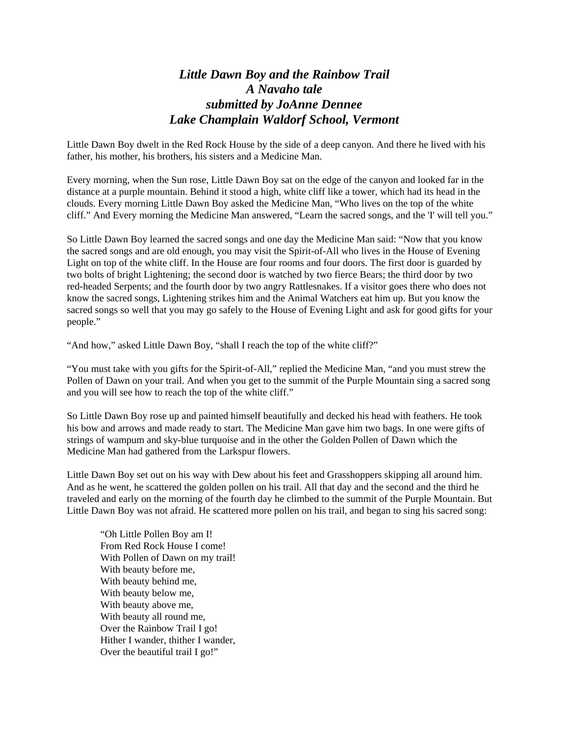### *Little Dawn Boy and the Rainbow Trail*
### *A Navaho tale*
### *submitted by JoAnne Dennee*
### *Lake Champlain Waldorf School, Vermont*

Little Dawn Boy dwelt in the Red Rock House by the side of a deep canyon. And there he lived with his father, his mother, his brothers, his sisters and a Medicine Man.

Every morning, when the Sun rose, Little Dawn Boy sat on the edge of the canyon and looked far in the distance at a purple mountain. Behind it stood a high, white cliff like a tower, which had its head in the clouds. Every morning Little Dawn Boy asked the Medicine Man, "Who lives on the top of the white cliff." And Every morning the Medicine Man answered, "Learn the sacred songs, and the 'I' will tell you."

So Little Dawn Boy learned the sacred songs and one day the Medicine Man said: "Now that you know the sacred songs and are old enough, you may visit the Spirit-of-All who lives in the House of Evening Light on top of the white cliff. In the House are four rooms and four doors. The first door is guarded by two bolts of bright Lightening; the second door is watched by two fierce Bears; the third door by two red-headed Serpents; and the fourth door by two angry Rattlesnakes. If a visitor goes there who does not know the sacred songs, Lightening strikes him and the Animal Watchers eat him up. But you know the sacred songs so well that you may go safely to the House of Evening Light and ask for good gifts for your people."

"And how," asked Little Dawn Boy, "shall I reach the top of the white cliff?"

"You must take with you gifts for the Spirit-of-All," replied the Medicine Man, "and you must strew the Pollen of Dawn on your trail. And when you get to the summit of the Purple Mountain sing a sacred song and you will see how to reach the top of the white cliff."

So Little Dawn Boy rose up and painted himself beautifully and decked his head with feathers. He took his bow and arrows and made ready to start. The Medicine Man gave him two bags. In one were gifts of strings of wampum and sky-blue turquoise and in the other the Golden Pollen of Dawn which the Medicine Man had gathered from the Larkspur flowers.

Little Dawn Boy set out on his way with Dew about his feet and Grasshoppers skipping all around him. And as he went, he scattered the golden pollen on his trail. All that day and the second and the third he traveled and early on the morning of the fourth day he climbed to the summit of the Purple Mountain. But Little Dawn Boy was not afraid. He scattered more pollen on his trail, and began to sing his sacred song:

> "Oh Little Pollen Boy am I!
> From Red Rock House I come!
> With Pollen of Dawn on my trail!
> With beauty before me,
> With beauty behind me,
> With beauty below me,
> With beauty above me,
> With beauty all round me,
> Over the Rainbow Trail I go!
> Hither I wander, thither I wander,
> Over the beautiful trail I go!"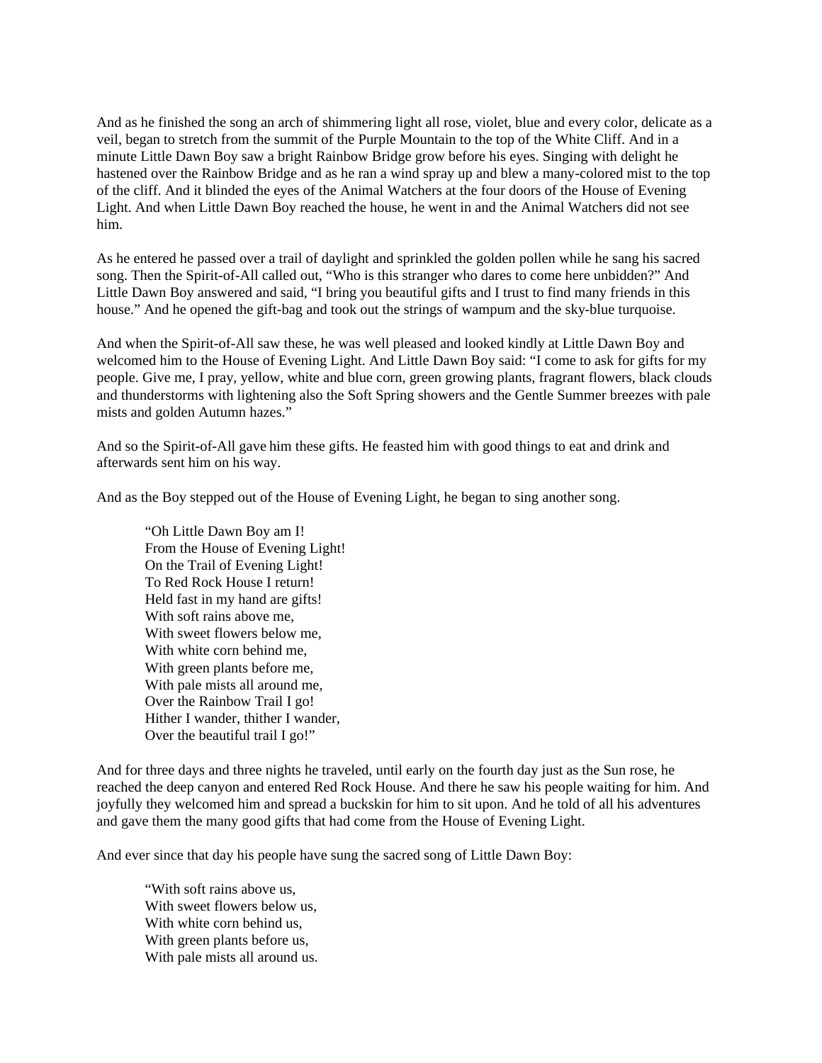And as he finished the song an arch of shimmering light all rose, violet, blue and every color, delicate as a veil, began to stretch from the summit of the Purple Mountain to the top of the White Cliff. And in a minute Little Dawn Boy saw a bright Rainbow Bridge grow before his eyes. Singing with delight he hastened over the Rainbow Bridge and as he ran a wind spray up and blew a many-colored mist to the top of the cliff. And it blinded the eyes of the Animal Watchers at the four doors of the House of Evening Light. And when Little Dawn Boy reached the house, he went in and the Animal Watchers did not see him.

As he entered he passed over a trail of daylight and sprinkled the golden pollen while he sang his sacred song. Then the Spirit-of-All called out, "Who is this stranger who dares to come here unbidden?" And Little Dawn Boy answered and said, "I bring you beautiful gifts and I trust to find many friends in this house." And he opened the gift-bag and took out the strings of wampum and the sky-blue turquoise.

And when the Spirit-of-All saw these, he was well pleased and looked kindly at Little Dawn Boy and welcomed him to the House of Evening Light. And Little Dawn Boy said: "I come to ask for gifts for my people. Give me, I pray, yellow, white and blue corn, green growing plants, fragrant flowers, black clouds and thunderstorms with lightening also the Soft Spring showers and the Gentle Summer breezes with pale mists and golden Autumn hazes."

And so the Spirit-of-All gave him these gifts. He feasted him with good things to eat and drink and afterwards sent him on his way.

And as the Boy stepped out of the House of Evening Light, he began to sing another song.

> "Oh Little Dawn Boy am I!
> From the House of Evening Light!
> On the Trail of Evening Light!
> To Red Rock House I return!
> Held fast in my hand are gifts!
> With soft rains above me,
> With sweet flowers below me,
> With white corn behind me,
> With green plants before me,
> With pale mists all around me,
> Over the Rainbow Trail I go!
> Hither I wander, thither I wander,
> Over the beautiful trail I go!"

And for three days and three nights he traveled, until early on the fourth day just as the Sun rose, he reached the deep canyon and entered Red Rock House. And there he saw his people waiting for him. And joyfully they welcomed him and spread a buckskin for him to sit upon. And he told of all his adventures and gave them the many good gifts that had come from the House of Evening Light.

And ever since that day his people have sung the sacred song of Little Dawn Boy:

> "With soft rains above us,
> With sweet flowers below us,
> With white corn behind us,
> With green plants before us,
> With pale mists all around us.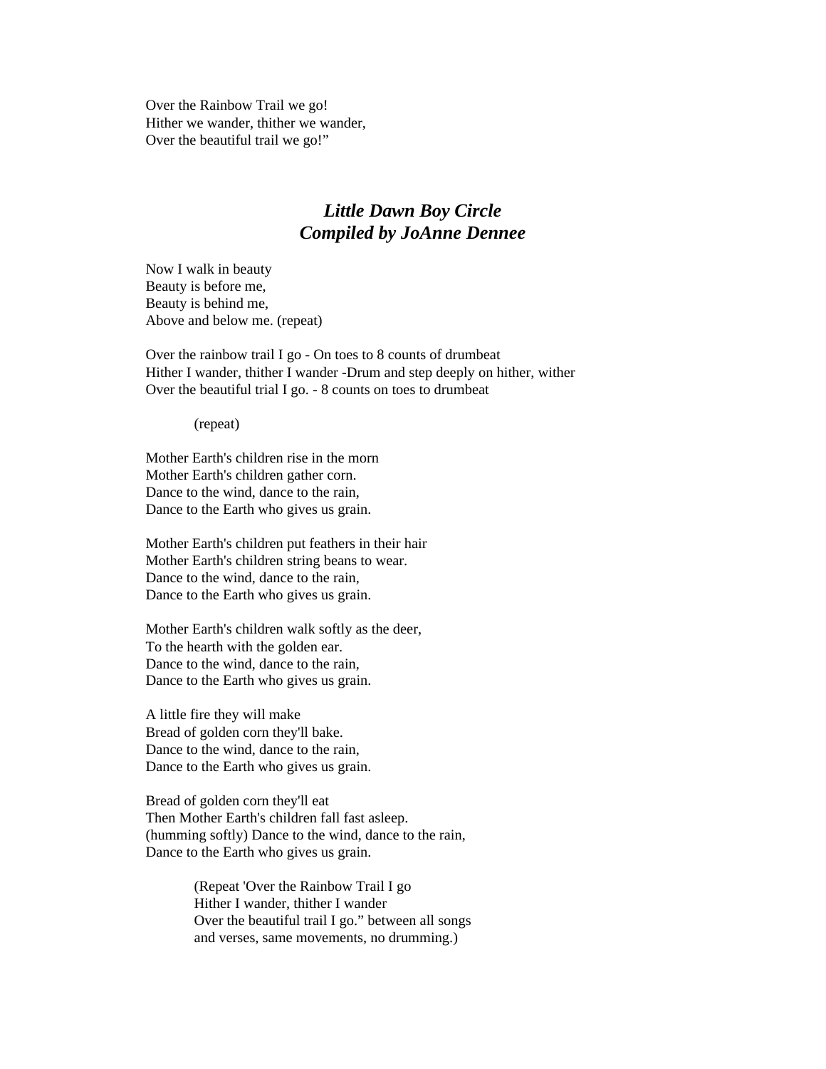Over the Rainbow Trail we go!  
Hither we wander, thither we wander,  
Over the beautiful trail we go!"

## *Little Dawn Boy Circle*
## *Compiled by JoAnne Dennee*

Now I walk in beauty  
Beauty is before me,  
Beauty is behind me,  
Above and below me. (repeat)

Over the rainbow trail I go - On toes to 8 counts of drumbeat  
Hither I wander, thither I wander -Drum and step deeply on hither, wither  
Over the beautiful trial I go. - 8 counts on toes to drumbeat

(repeat)

Mother Earth's children rise in the morn  
Mother Earth's children gather corn.  
Dance to the wind, dance to the rain,  
Dance to the Earth who gives us grain.

Mother Earth's children put feathers in their hair  
Mother Earth's children string beans to wear.  
Dance to the wind, dance to the rain,  
Dance to the Earth who gives us grain.

Mother Earth's children walk softly as the deer,  
To the hearth with the golden ear.  
Dance to the wind, dance to the rain,  
Dance to the Earth who gives us grain.

A little fire they will make  
Bread of golden corn they'll bake.  
Dance to the wind, dance to the rain,  
Dance to the Earth who gives us grain.

Bread of golden corn they'll eat  
Then Mother Earth's children fall fast asleep.  
(humming softly) Dance to the wind, dance to the rain,  
Dance to the Earth who gives us grain.

(Repeat 'Over the Rainbow Trail I go  
Hither I wander, thither I wander  
Over the beautiful trail I go." between all songs  
and verses, same movements, no drumming.)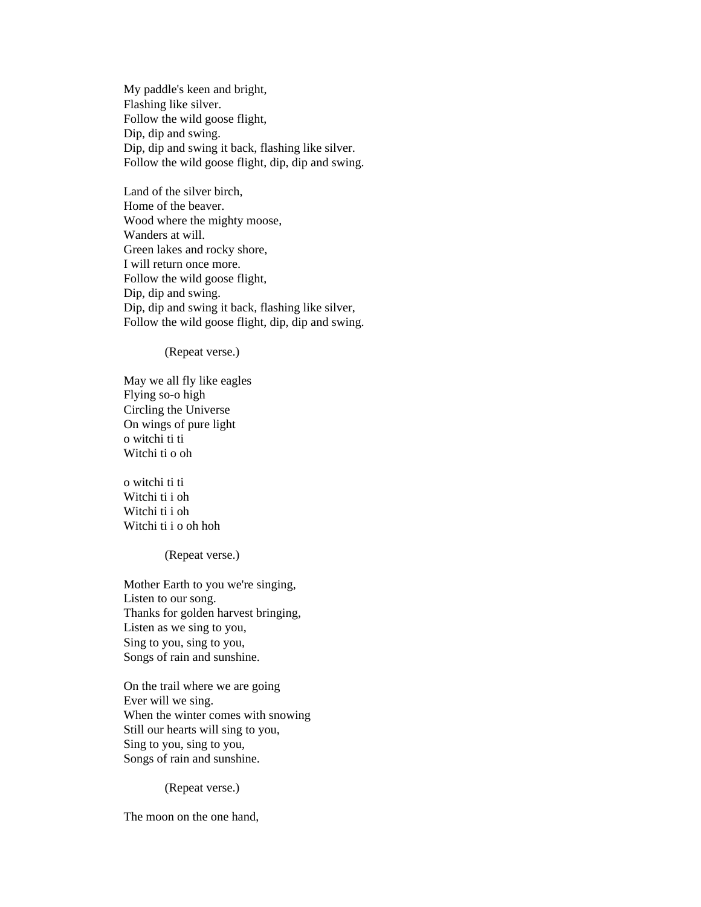My paddle's keen and bright,
Flashing like silver.
Follow the wild goose flight,
Dip, dip and swing.
Dip, dip and swing it back, flashing like silver.
Follow the wild goose flight, dip, dip and swing.

Land of the silver birch,
Home of the beaver.
Wood where the mighty moose,
Wanders at will.
Green lakes and rocky shore,
I will return once more.
Follow the wild goose flight,
Dip, dip and swing.
Dip, dip and swing it back, flashing like silver,
Follow the wild goose flight, dip, dip and swing.

(Repeat verse.)

May we all fly like eagles
Flying so-o high
Circling the Universe
On wings of pure light
o witchi ti ti
Witchi ti o oh

o witchi ti ti
Witchi ti i oh
Witchi ti i oh
Witchi ti i o oh hoh

(Repeat verse.)

Mother Earth to you we're singing,
Listen to our song.
Thanks for golden harvest bringing,
Listen as we sing to you,
Sing to you, sing to you,
Songs of rain and sunshine.

On the trail where we are going
Ever will we sing.
When the winter comes with snowing
Still our hearts will sing to you,
Sing to you, sing to you,
Songs of rain and sunshine.

(Repeat verse.)

The moon on the one hand,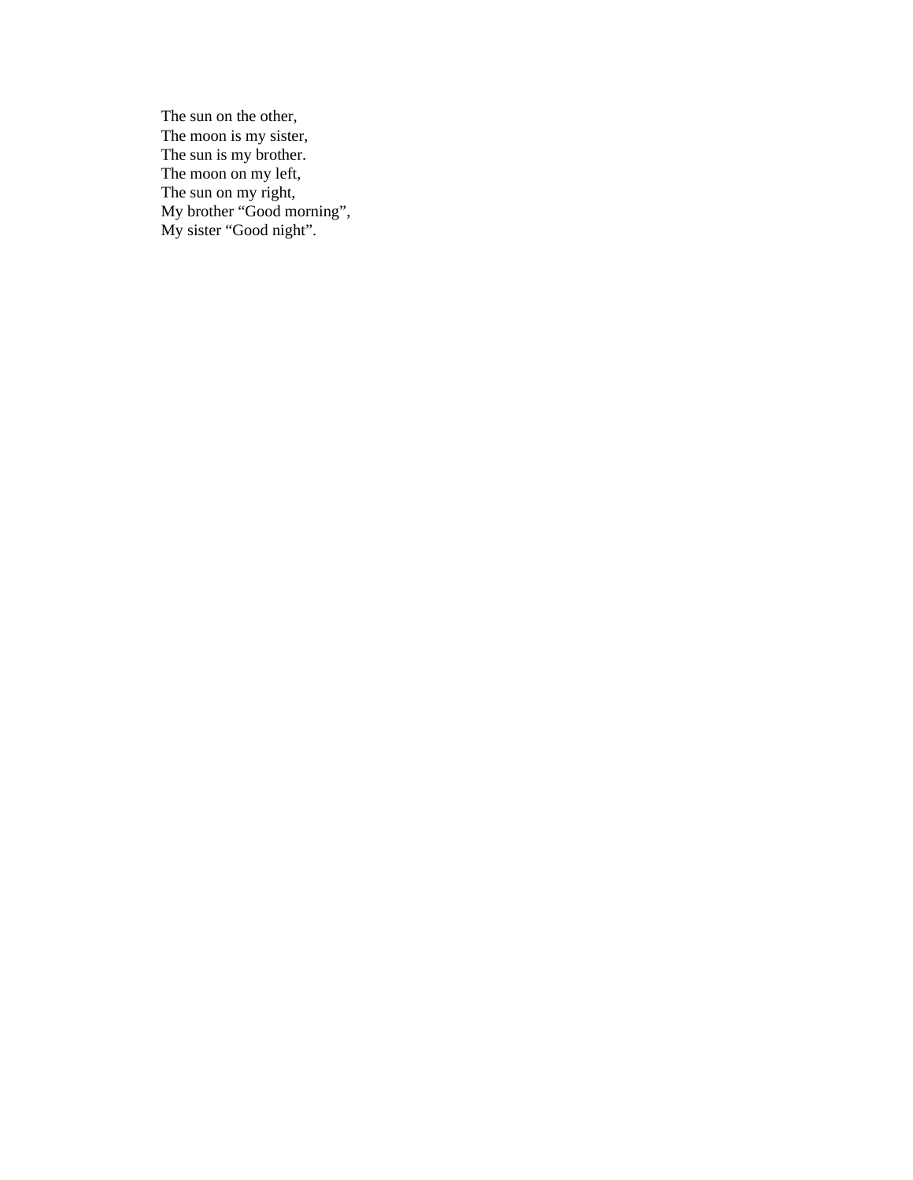The sun on the other,  
The moon is my sister,  
The sun is my brother.  
The moon on my left,  
The sun on my right,  
My brother "Good morning",  
My sister "Good night".